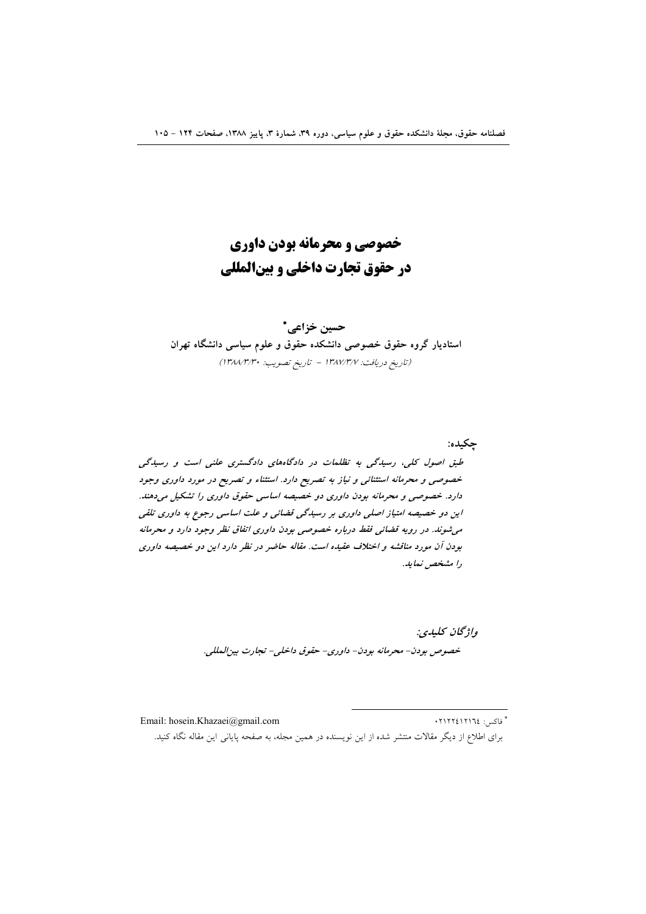# خصوصی و محرمانه بودن داوری در حقوق تجارت داخلی و بین‌المللی

**حسین خزاعی***

**استادیار گروه حقوق خصوصی دانشکده حقوق و علوم سیاسی دانشگاه تهران**

*(تاریخ دریافت: ۱۳۸۷/۳/۷ - تاریخ تصویب: ۱۳۸۸/۳/۳۰)*

**چکیده:**

*طبق اصول کلی، رسیدگی به تظلمات در دادگاه‌های دادگستری علنی است و رسیدگی خصوصی و محرمانه استثنائی و نیاز به تصریح دارد. استثناء و تصریح در مورد داوری وجود دارد. خصوصی و محرمانه بودن داوری دو خصیصه اساسی حقوق داوری را تشکیل می‌دهند. این دو خصیصه امتیاز اصلی داوری بر رسیدگی قضائی و علت اساسی رجوع به داوری تلقی می‌شوند. در رویه قضائی فقط درباره خصوصی بودن داوری اتفاق نظر وجود دارد و محرمانه بودن آن مورد مناقشه و اختلاف عقیده است. مقاله حاضر در نظر دارد این دو خصیصه داوری را مشخص نماید.*

***واژگان کلیدی:***

*خصوص بودن- محرمانه بودن- داوری- حقوق داخلی- تجارت بین‌المللی.*

---

* فاکس: ۰۲۱۲۲۴۱۲۱۶۴ Email: hosein.Khazaei@gmail.com

برای اطلاع از دیگر مقالات منتشر شده از این نویسنده در همین مجله، به صفحه پایانی این مقاله نگاه کنید.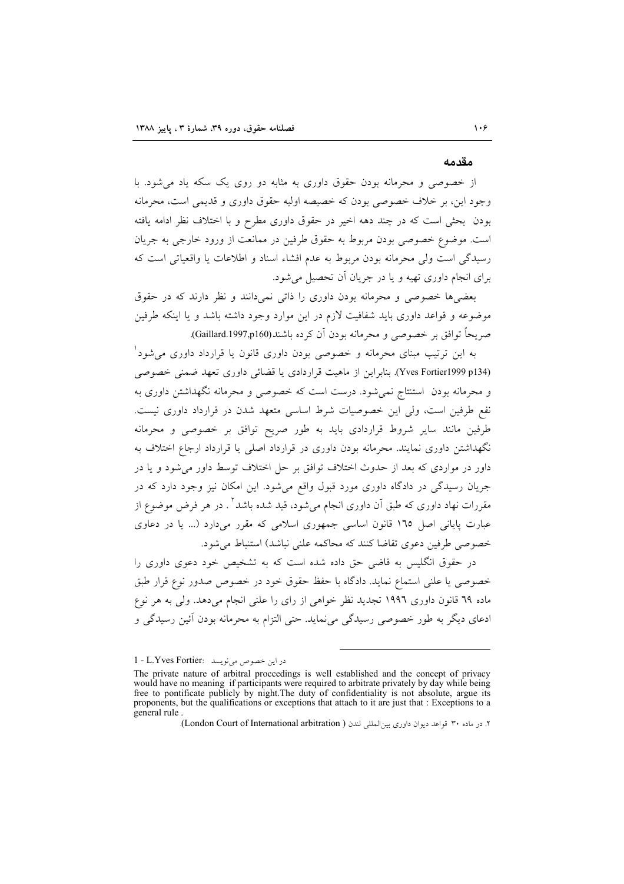## مقدمه

از خصوصی و محرمانه بودن حقوق داوری به مثابه دو روی یک سکه یاد می‌شود. با وجود این، بر خلاف خصوصی بودن که خصیصه اولیه حقوق داوری و قدیمی است، محرمانه بودن بحثی است که در چند دهه اخیر در حقوق داوری مطرح و با اختلاف نظر ادامه یافته است. موضوع خصوصی بودن مربوط به حقوق طرفین در ممانعت از ورود خارجی به جریان رسیدگی است ولی محرمانه بودن مربوط به عدم افشاء اسناد و اطلاعات یا واقعیاتی است که برای انجام داوری تهیه و یا در جریان آن تحصیل می‌شود.

بعضی‌ها خصوصی و محرمانه بودن داوری را ذاتی نمی‌دانند و نظر دارند که در حقوق موضوعه و قواعد داوری باید شفافیت لازم در این موارد وجود داشته باشد و یا اینکه طرفین صریحاً توافق بر خصوصی و محرمانه بودن آن کرده باشند(Gaillard.1997,p160).

به این ترتیب مبنای محرمانه و خصوصی بودن داوری قانون یا قرارداد داوری می‌شود[1] (Yves Fortier1999 p134). بنابراین از ماهیت قراردادی یا قضائی داوری تعهد ضمنی خصوصی و محرمانه بودن استنتاج نمی‌شود. درست است که خصوصی و محرمانه نگهداشتن داوری به نفع طرفین است، ولی این خصوصیات شرط اساسی متعهد شدن در قرارداد داوری نیست. طرفین مانند سایر شروط قراردادی باید به طور صریح توافق بر خصوصی و محرمانه نگهداشتن داوری نمایند. محرمانه بودن داوری در قرارداد اصلی یا قرارداد ارجاع اختلاف به داور در مواردی که بعد از حدوث اختلاف توافق بر حل اختلاف توسط داور می‌شود و یا در جریان رسیدگی در دادگاه داوری مورد قبول واقع می‌شود. این امکان نیز وجود دارد که در مقررات نهاد داوری که طبق آن داوری انجام می‌شود، قید شده باشد[2]. در هر فرض موضوع از عبارت پایانی اصل ۱۶۵ قانون اساسی جمهوری اسلامی که مقرر می‌دارد (... یا در دعاوی خصوصی طرفین دعوی تقاضا کنند که محاکمه علنی نباشد) استنباط می‌شود.

در حقوق انگلیس به قاضی حق داده شده است که به تشخیص خود دعوی داوری را خصوصی یا علنی استماع نماید. دادگاه با حفظ حقوق خود در خصوص صدور نوع قرار طبق ماده ۶۹ قانون داوری ۱۹۹۶ تجدید نظر خواهی از رای را علنی انجام می‌دهد. ولی به هر نوع ادعای دیگر به طور خصوصی رسیدگی می‌نماید. حتی التزام به محرمانه بودن آئین رسیدگی و

---

1 - L.Yves Fortier: در این خصوص می‌نویسد

The private nature of arbitral proccedings is well established and the concept of privacy would have no meaning if participants were required to arbitrate privately by day while being free to pontificate publicly by night.The duty of confidentiality is not absolute, argue its proponents, but the qualifications or exceptions that attach to it are just that : Exceptions to a general rule .

۲. در ماده ۳۰ قواعد دیوان داوری بین‌المللی لندن (London Court of International arbitration ).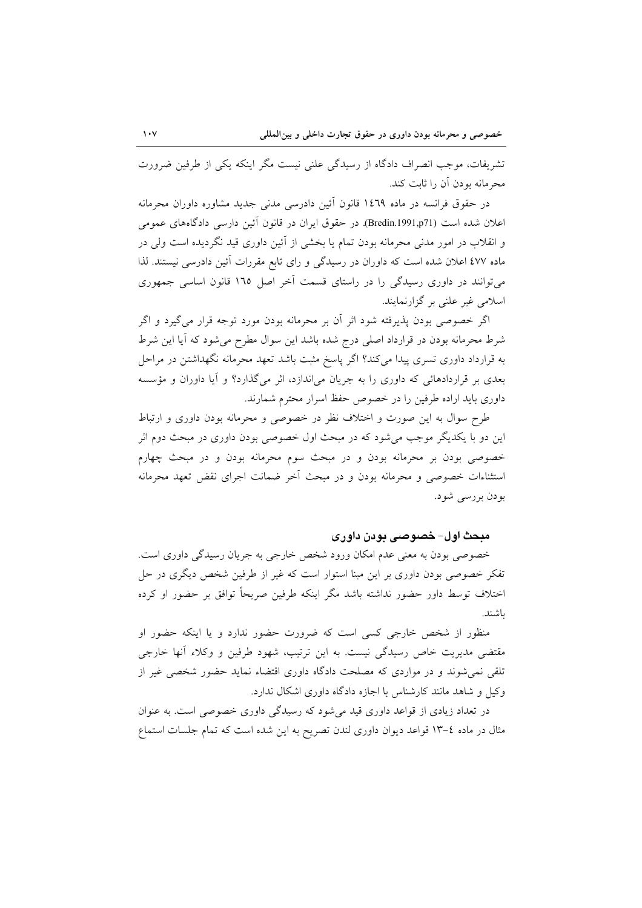تشریفات، موجب انصراف دادگاه از رسیدگی علنی نیست مگر اینکه یکی از طرفین ضرورت محرمانه بودن آن را ثابت کند.

در حقوق فرانسه در ماده ١٤٦٩ قانون آئین دادرسی مدنی جدید مشاوره داوران محرمانه اعلان شده است (Bredin.1991,p71). در حقوق ایران در قانون آئین دارسی دادگاه‌های عمومی و انقلاب در امور مدنی محرمانه بودن تمام یا بخشی از آئین داوری قید نگردیده است ولی در ماده ٤٧٧ اعلان شده است که داوران در رسیدگی و رای تابع مقررات آئین دادرسی نیستند. لذا می‌توانند در داوری رسیدگی را در راستای قسمت آخر اصل ١٦٥ قانون اساسی جمهوری اسلامی غیر علنی بر گزارنمایند.

اگر خصوصی بودن پذیرفته شود اثر آن بر محرمانه بودن مورد توجه قرار می‌گیرد و اگر شرط محرمانه بودن در قرارداد اصلی درج شده باشد این سوال مطرح می‌شود که آیا این شرط به قرارداد داوری تسری پیدا می‌کند؟ اگر پاسخ مثبت باشد تعهد محرمانه نگهداشتن در مراحل بعدی بر قراردادهائی که داوری را به جریان می‌اندازد، اثر می‌گذارد؟ و آیا داوران و مؤسسه داوری باید اراده طرفین را در خصوص حفظ اسرار محترم شمارند.

طرح سوال به این صورت و اختلاف نظر در خصوصی و محرمانه بودن داوری و ارتباط این دو با یکدیگر موجب می‌شود که در مبحث اول خصوصی بودن داوری در مبحث دوم اثر خصوصی بودن بر محرمانه بودن و در مبحث سوم محرمانه بودن و در مبحث چهارم استثناءات خصوصی و محرمانه بودن و در مبحث آخر ضمانت اجرای نقض تعهد محرمانه بودن بررسی شود.

## مبحث اول- خصوصی بودن داوری

خصوصی بودن به معنی عدم امکان ورود شخص خارجی به جریان رسیدگی داوری است. تفکر خصوصی بودن داوری بر این مبنا استوار است که غیر از طرفین شخص دیگری در حل اختلاف توسط داور حضور نداشته باشد مگر اینکه طرفین صریحاً توافق بر حضور او کرده باشند.

منظور از شخص خارجی کسی است که ضرورت حضور ندارد و یا اینکه حضور او مقتضی مدیریت خاص رسیدگی نیست. به این ترتیب، شهود طرفین و وکلاء آنها خارجی تلقی نمی‌شوند و در مواردی که مصلحت دادگاه داوری اقتضاء نماید حضور شخصی غیر از وکیل و شاهد مانند کارشناس با اجازه دادگاه داوری اشکال ندارد.

در تعداد زیادی از قواعد داوری قید می‌شود که رسیدگی داوری خصوصی است. به عنوان مثال در ماده ٤-١٣ قواعد دیوان داوری لندن تصریح به این شده است که تمام جلسات استماع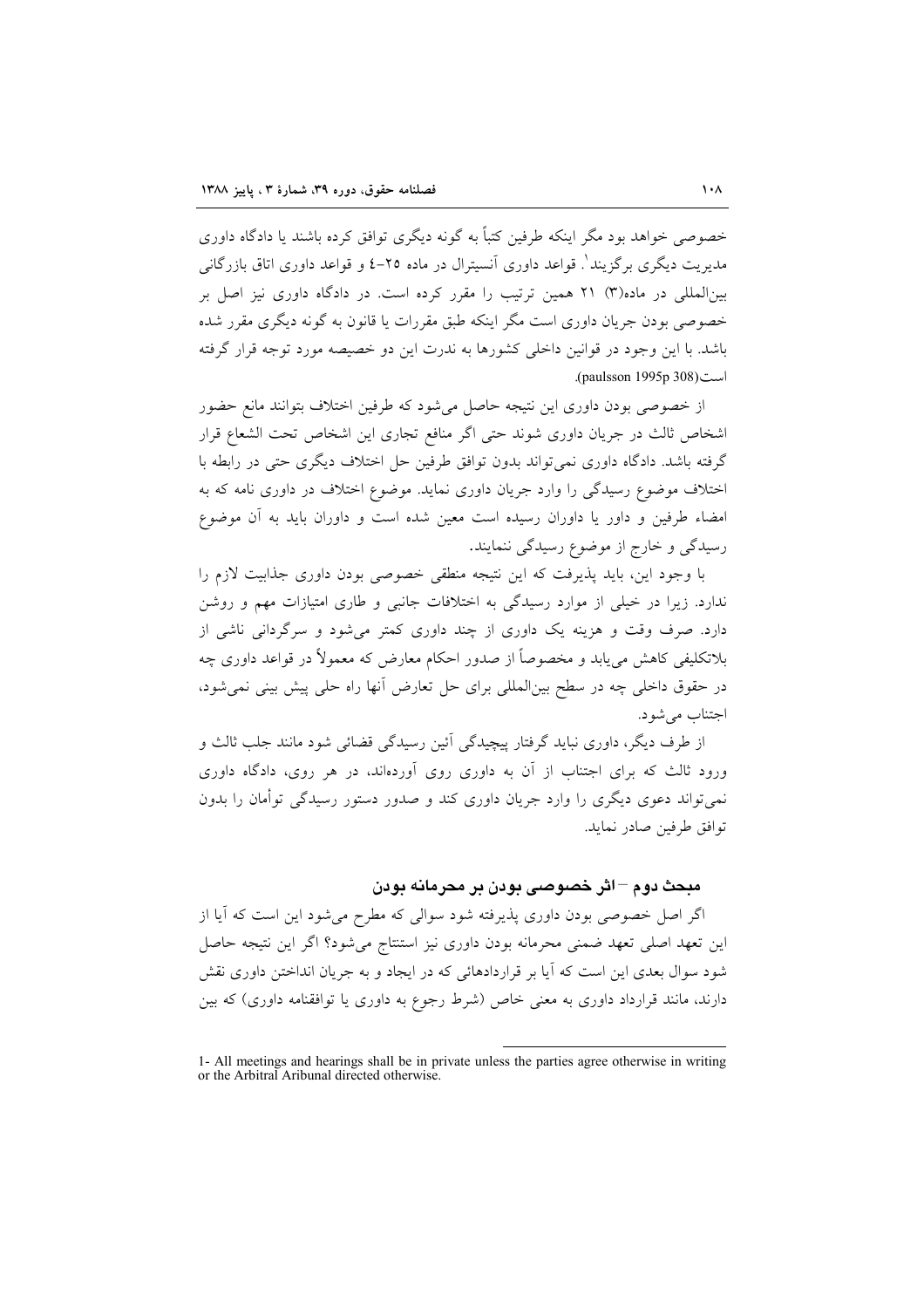خصوصی خواهد بود مگر اینکه طرفین کتباً به گونه دیگری توافق کرده باشند یا دادگاه داوری مدیریت دیگری برگزینند[1]. قواعد داوری آنسیترال در ماده ۲۵-٤ و قواعد داوری اتاق بازرگانی بین‌المللی در ماده(۳) ۲۱ همین ترتیب را مقرر کرده است. در دادگاه داوری نیز اصل بر خصوصی بودن جریان داوری است مگر اینکه طبق مقررات یا قانون به گونه دیگری مقرر شده باشد. با این وجود در قوانین داخلی کشورها به ندرت این دو خصیصه مورد توجه قرار گرفته است(paulsson 1995p 308).

از خصوصی بودن داوری این نتیجه حاصل می‌شود که طرفین اختلاف بتوانند مانع حضور اشخاص ثالث در جریان داوری شوند حتی اگر منافع تجاری این اشخاص تحت الشعاع قرار گرفته باشد. دادگاه داوری نمی‌تواند بدون توافق طرفین حل اختلاف دیگری حتی در رابطه با اختلاف موضوع رسیدگی را وارد جریان داوری نماید. موضوع اختلاف در داوری نامه که به امضاء طرفین و داور یا داوران رسیده است معین شده است و داوران باید به آن موضوع رسیدگی و خارج از موضوع رسیدگی ننمایند.

با وجود این، باید پذیرفت که این نتیجه منطقی خصوصی بودن داوری جذابیت لازم را ندارد. زیرا در خیلی از موارد رسیدگی به اختلافات جانبی و طاری امتیازات مهم و روشن دارد. صرف وقت و هزینه یک داوری از چند داوری کمتر می‌شود و سرگردانی ناشی از بلاتکلیفی کاهش می‌یابد و مخصوصاً از صدور احکام معارض که معمولاً در قواعد داوری چه در حقوق داخلی چه در سطح بین‌المللی برای حل تعارض آنها راه حلی پیش بینی نمی‌شود، اجتناب می‌شود.

از طرف دیگر، داوری نباید گرفتار پیچیدگی آئین رسیدگی قضائی شود مانند جلب ثالث و ورود ثالث که برای اجتناب از آن به داوری روی آورده‌اند، در هر روی، دادگاه داوری نمی‌تواند دعوی دیگری را وارد جریان داوری کند و صدور دستور رسیدگی توأمان را بدون توافق طرفین صادر نماید.

## مبحث دوم – اثر خصوصی بودن بر محرمانه بودن

اگر اصل خصوصی بودن داوری پذیرفته شود سوالی که مطرح می‌شود این است که آیا از این تعهد اصلی تعهد ضمنی محرمانه بودن داوری نیز استنتاج می‌شود؟ اگر این نتیجه حاصل شود سوال بعدی این است که آیا بر قراردادهائی که در ایجاد و به جریان انداختن داوری نقش دارند، مانند قرارداد داوری به معنی خاص (شرط رجوع به داوری یا توافقنامه داوری) که بین

---

1- All meetings and hearings shall be in private unless the parties agree otherwise in writing or the Arbitral Aribunal directed otherwise.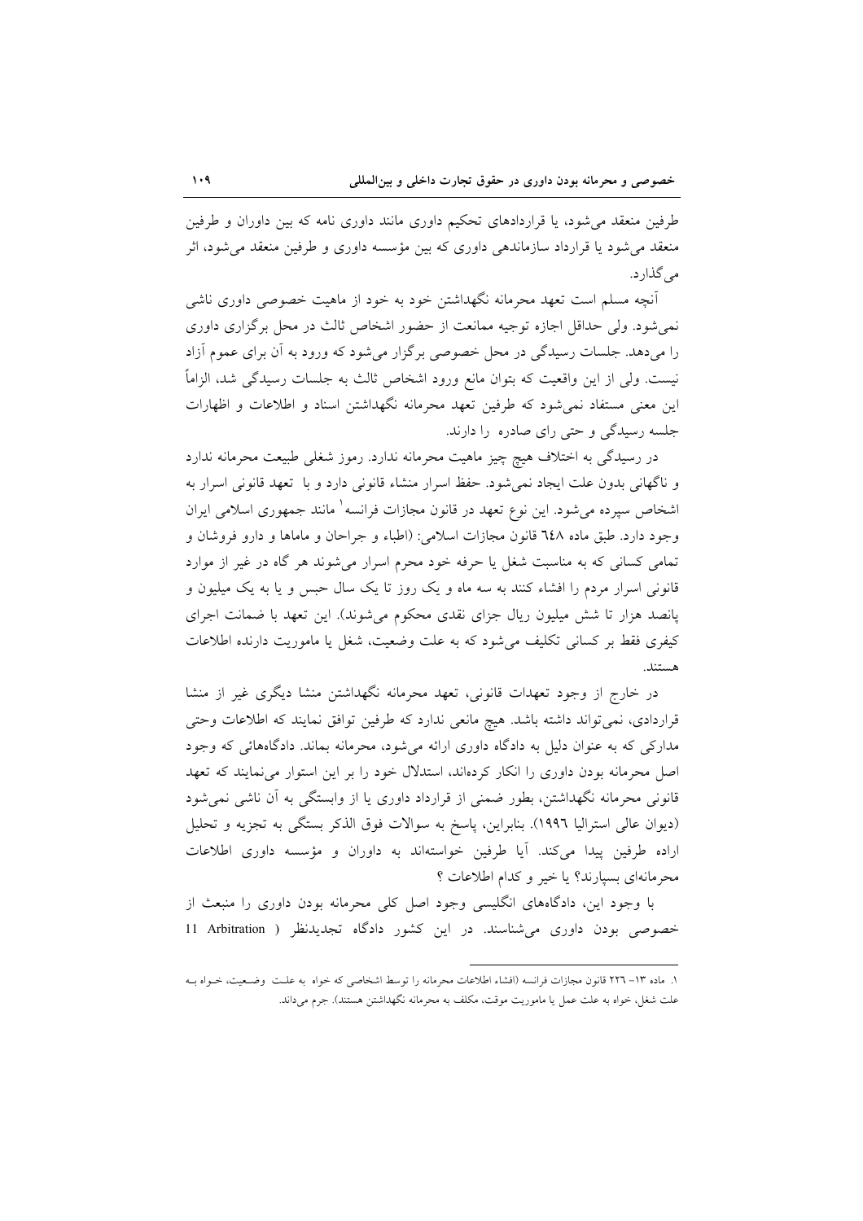طرفین منعقد می‌شود، یا قراردادهای تحکیم داوری مانند داوری نامه که بین داوران و طرفین منعقد می‌شود یا قرارداد سازماندهی داوری که بین مؤسسه داوری و طرفین منعقد می‌شود، اثر می‌گذارد.

آنچه مسلم است تعهد محرمانه نگهداشتن خود به خود از ماهیت خصوصی داوری ناشی نمی‌شود. ولی حداقل اجازه توجیه ممانعت از حضور اشخاص ثالث در محل برگزاری داوری را می‌دهد. جلسات رسیدگی در محل خصوصی برگزار می‌شود که ورود به آن برای عموم آزاد نیست. ولی از این واقعیت که بتوان مانع ورود اشخاص ثالث به جلسات رسیدگی شد، الزاماً این معنی مستفاد نمی‌شود که طرفین تعهد محرمانه نگهداشتن اسناد و اطلاعات و اظهارات جلسه رسیدگی و حتی رای صادره را دارند.

در رسیدگی به اختلاف هیچ چیز ماهیت محرمانه ندارد. رموز شغلی طبیعت محرمانه ندارد و ناگهانی بدون علت ایجاد نمی‌شود. حفظ اسرار منشاء قانونی دارد و با تعهد قانونی اسرار به اشخاص سپرده می‌شود. این نوع تعهد در قانون مجازات فرانسه[1] مانند قانون جمهوری اسلامی ایران وجود دارد. طبق ماده ٦٤٨ قانون مجازات اسلامی: (اطباء و جراحان و ماماها و دارو فروشان و تمامی کسانی که به مناسبت شغل یا حرفه خود محرم اسرار می‌شوند هر گاه در غیر از موارد قانونی اسرار مردم را افشاء کنند به سه ماه و یک روز تا یک سال حبس و یا به یک میلیون و پانصد هزار تا شش میلیون ریال جزای نقدی محکوم می‌شوند). این تعهد با ضمانت اجرای کیفری فقط بر کسانی تکلیف می‌شود که به علت وضعیت، شغل یا ماموریت دارنده اطلاعات هستند.

در خارج از وجود تعهدات قانونی، تعهد محرمانه نگهداشتن منشا دیگری غیر از منشا قراردادی، نمی‌تواند داشته باشد. هیچ مانعی ندارد که طرفین توافق نمایند که اطلاعات وحتی مدارکی که به عنوان دلیل به دادگاه داوری ارائه می‌شود، محرمانه بماند. دادگاه‌هائی که وجود اصل محرمانه بودن داوری را انکار کرده‌اند، استدلال خود را بر این استوار می‌نمایند که تعهد قانونی محرمانه نگهداشتن، بطور ضمنی از قرارداد داوری یا از وابستگی به آن ناشی نمی‌شود (دیوان عالی استرالیا ١٩٩٦). بنابراین، پاسخ به سوالات فوق الذکر بستگی به تجزیه و تحلیل اراده طرفین پیدا می‌کند. آیا طرفین خواسته‌اند به داوران و مؤسسه داوری اطلاعات محرمانه‌ای بسپارند؟ یا خیر و کدام اطلاعات ؟

با وجود این، دادگاه‌های انگلیسی وجود اصل کلی محرمانه بودن داوری را منبعث از خصوصی بودن داوری می‌شناسند. در این کشور دادگاه تجدیدنظر ( Arbitration 11

---

[1] ماده ١٣- ٢٢٦ قانون مجازات فرانسه (افشاء اطلاعات محرمانه را توسط اشخاصی که خواه به علت وضعیت، خواه به علت شغل، خواه به علت عمل یا ماموریت موقت، مکلف به محرمانه نگهداشتن هستند). جرم می‌داند.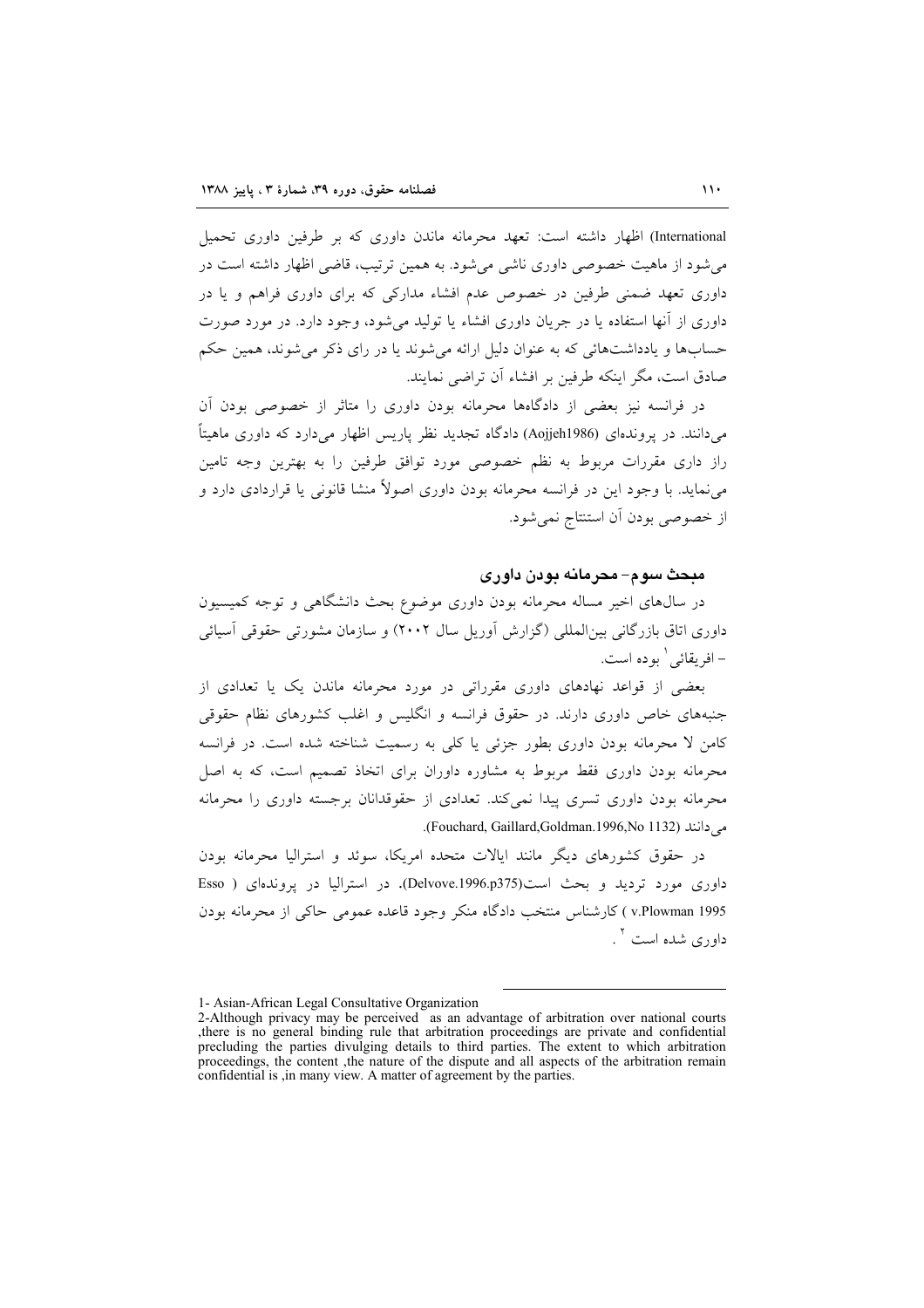International) اظهار داشته است: تعهد محرمانه ماندن داوری که بر طرفین داوری تحمیل می‌شود از ماهیت خصوصی داوری ناشی می‌شود. به همین ترتیب، قاضی اظهار داشته است در داوری تعهد ضمنی طرفین در خصوص عدم افشاء مدارکی که برای داوری فراهم و یا در داوری از آنها استفاده یا در جریان داوری افشاء یا تولید می‌شود، وجود دارد. در مورد صورت حساب‌ها و یادداشت‌هائی که به عنوان دلیل ارائه می‌شوند یا در رای ذکر می‌شوند، همین حکم صادق است، مگر اینکه طرفین بر افشاء آن تراضی نمایند.

در فرانسه نیز بعضی از دادگاهها محرمانه بودن داوری را متاثر از خصوصی بودن آن می‌دانند. در پرونده‌ای (Aojjeh1986) دادگاه تجدید نظر پاریس اظهار می‌دارد که داوری ماهیتاً راز داری مقررات مربوط به نظم خصوصی مورد توافق طرفین را به بهترین وجه تامین می‌نماید. با وجود این در فرانسه محرمانه بودن داوری اصولاً منشا قانونی یا قراردادی دارد و از خصوصی بودن آن استنتاج نمی‌شود.

### مبحث سوم- محرمانه بودن داوری

در سال‌های اخیر مساله محرمانه بودن داوری موضوع بحث دانشگاهی و توجه کمیسیون داوری اتاق بازرگانی بین‌المللی (گزارش آوریل سال ۲۰۰۲) و سازمان مشورتی حقوقی آسیائی – افریقائی [1] بوده است.

بعضی از قواعد نهادهای داوری مقرراتی در مورد محرمانه ماندن یک یا تعدادی از جنبه‌های خاص داوری دارند. در حقوق فرانسه و انگلیس و اغلب کشورهای نظام حقوقی کامن لا محرمانه بودن داوری بطور جزئی یا کلی به رسمیت شناخته شده است. در فرانسه محرمانه بودن داوری فقط مربوط به مشاوره داوران برای اتخاذ تصمیم است، که به اصل محرمانه بودن داوری تسری پیدا نمی‌کند. تعدادی از حقوقدانان برجسته داوری را محرمانه می‌دانند (Fouchard, Gaillard,Goldman.1996,No 1132).

در حقوق کشورهای دیگر مانند ایالات متحده امریکا، سوئد و استرالیا محرمانه بودن داوری مورد تردید و بحث است(Delvove.1996.p375). در استرالیا در پرونده‌ای ( Esso v.Plowman 1995 ) کارشناس منتخب دادگاه منکر وجود قاعده عمومی حاکی از محرمانه بودن داوری شده است [2].

---

1- Asian-African Legal Consultative Organization

2-Although privacy may be perceived as an advantage of arbitration over national courts ,there is no general binding rule that arbitration proceedings are private and confidential precluding the parties divulging details to third parties. The extent to which arbitration proceedings, the content ,the nature of the dispute and all aspects of the arbitration remain confidential is ,in many view. A matter of agreement by the parties.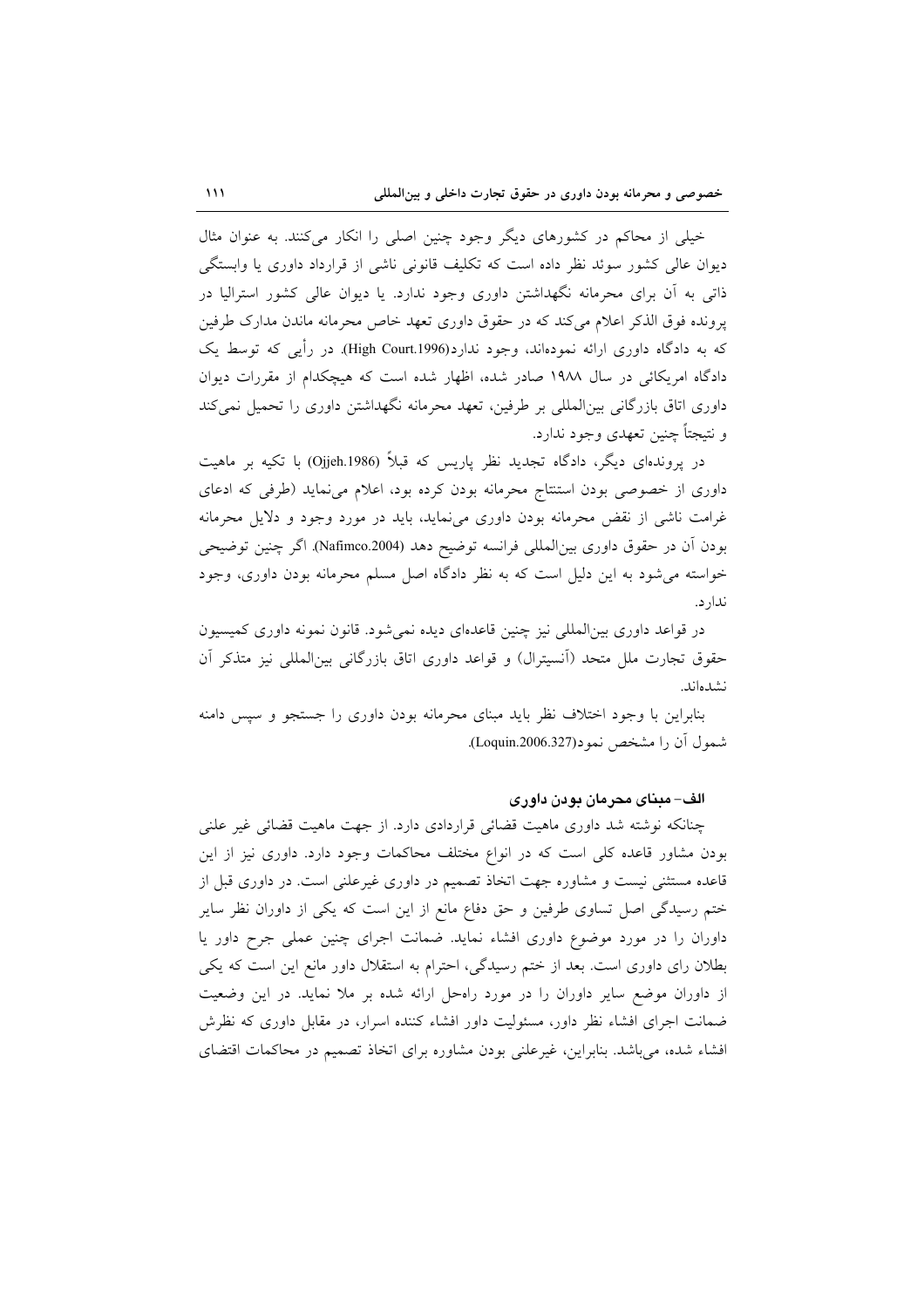خیلی از محاکم در کشورهای دیگر وجود چنین اصلی را انکار می‌کنند. به عنوان مثال دیوان عالی کشور سوئد نظر داده است که تکلیف قانونی ناشی از قرارداد داوری یا وابستگی ذاتی به آن برای محرمانه نگهداشتن داوری وجود ندارد. یا دیوان عالی کشور استرالیا در پرونده فوق الذکر اعلام می‌کند که در حقوق داوری تعهد خاص محرمانه ماندن مدارک طرفین که به دادگاه داوری ارائه نموده‌اند، وجود ندارد(High Court.1996). در رأیی که توسط یک دادگاه امریکائی در سال ۱۹۸۸ صادر شده، اظهار شده است که هیچکدام از مقررات دیوان داوری اتاق بازرگانی بین‌المللی بر طرفین، تعهد محرمانه نگهداشتن داوری را تحمیل نمی‌کند و نتیجتاً چنین تعهدی وجود ندارد.

در پرونده‌ای دیگر، دادگاه تجدید نظر پاریس که قبلاً (Ojjeh.1986) با تکیه بر ماهیت داوری از خصوصی بودن استنتاج محرمانه بودن کرده بود، اعلام می‌نماید (طرفی که ادعای غرامت ناشی از نقض محرمانه بودن داوری می‌نماید، باید در مورد وجود و دلایل محرمانه بودن آن در حقوق داوری بین‌المللی فرانسه توضیح دهد (Nafimco.2004). اگر چنین توضیحی خواسته می‌شود به این دلیل است که به نظر دادگاه اصل مسلم محرمانه بودن داوری، وجود ندارد.

در قواعد داوری بین‌المللی نیز چنین قاعده‌ای دیده نمی‌شود. قانون نمونه داوری کمیسیون حقوق تجارت ملل متحد (آنسیترال) و قواعد داوری اتاق بازرگانی بین‌المللی نیز متذکر آن نشده‌اند.

بنابراین با وجود اختلاف نظر باید مبنای محرمانه بودن داوری را جستجو و سپس دامنه شمول آن را مشخص نمود(Loquin.2006.327).

### الف- مبنای محرمان بودن داوری

چنانکه نوشته شد داوری ماهیت قضائی قراردادی دارد. از جهت ماهیت قضائی غیر علنی بودن مشاور قاعده کلی است که در انواع مختلف محاکمات وجود دارد. داوری نیز از این قاعده مستثنی نیست و مشاوره جهت اتخاذ تصمیم در داوری غیرعلنی است. در داوری قبل از ختم رسیدگی اصل تساوی طرفین و حق دفاع مانع از این است که یکی از داوران نظر سایر داوران را در مورد موضوع داوری افشاء نماید. ضمانت اجرای چنین عملی جرح داور یا بطلان رای داوری است. بعد از ختم رسیدگی، احترام به استقلال داور مانع این است که یکی از داوران موضع سایر داوران را در مورد راه‌حل ارائه شده بر ملا نماید. در این وضعیت ضمانت اجرای افشاء نظر داور، مسئولیت داور افشاء کننده اسرار، در مقابل داوری که نظرش افشاء شده، می‌باشد. بنابراین، غیرعلنی بودن مشاوره برای اتخاذ تصمیم در محاکمات اقتضای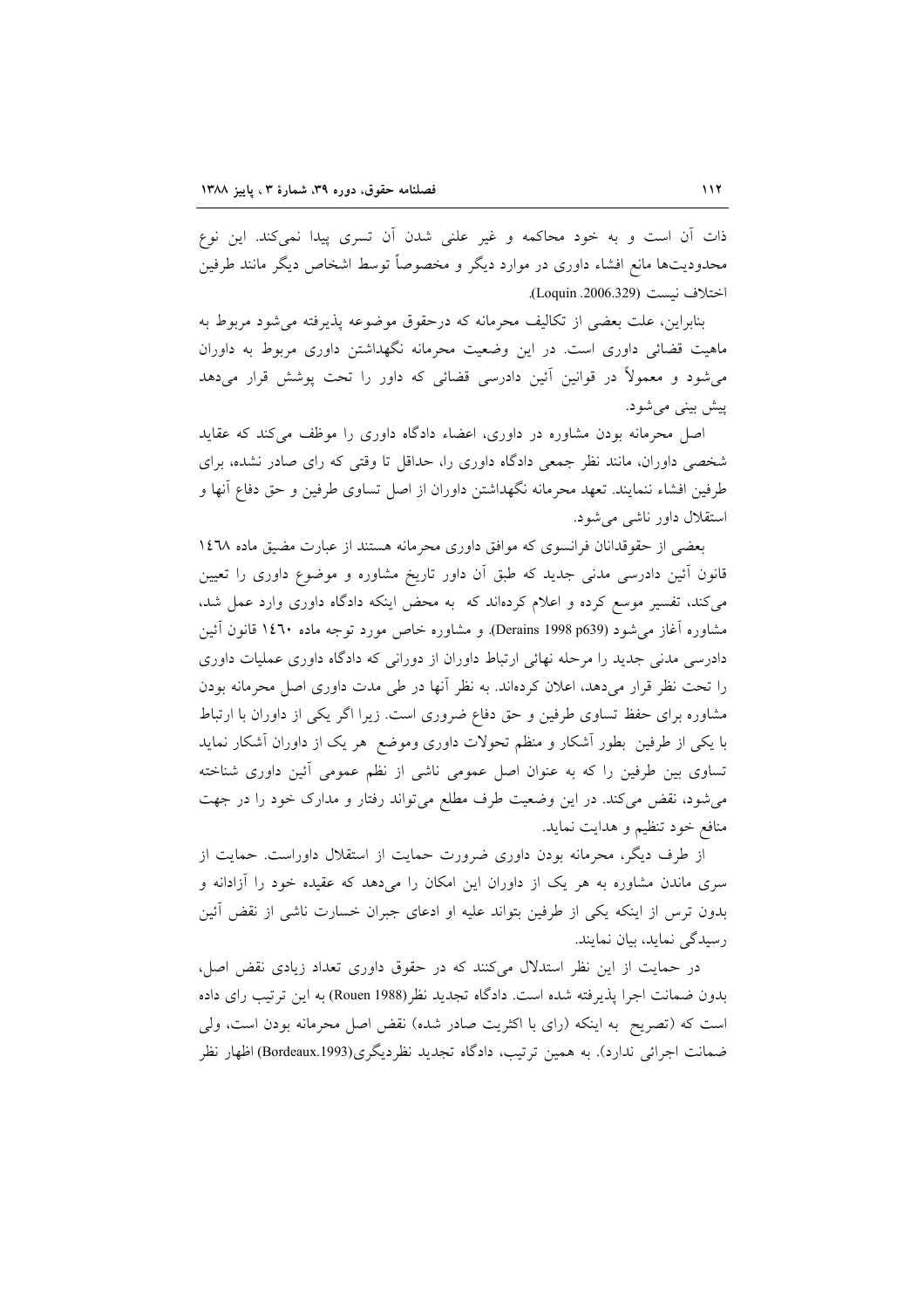ذات آن است و به خود محاکمه و غیر علنی شدن آن تسری پیدا نمی‌کند. این نوع محدودیت‌ها مانع افشاء داوری در موارد دیگر و مخصوصاً توسط اشخاص دیگر مانند طرفین اختلاف نیست (Loquin .2006.329).

بنابراین، علت بعضی از تکالیف محرمانه که درحقوق موضوعه پذیرفته می‌شود مربوط به ماهیت قضائی داوری است. در این وضعیت محرمانه نگهداشتن داوری مربوط به داوران می‌شود و معمولاً در قوانین آئین دادرسی قضائی که داور را تحت پوشش قرار می‌دهد پیش بینی می‌شود.

اصل محرمانه بودن مشاوره در داوری، اعضاء دادگاه داوری را موظف می‌کند که عقاید شخصی داوران، مانند نظر جمعی دادگاه داوری را، حداقل تا وقتی که رای صادر نشده، برای طرفین افشاء ننمایند. تعهد محرمانه نگهداشتن داوران از اصل تساوی طرفین و حق دفاع آنها و استقلال داور ناشی می‌شود.

بعضی از حقوقدانان فرانسوی که موافق داوری محرمانه هستند از عبارت مضیق ماده ۱٤٦٨ قانون آئین دادرسی مدنی جدید که طبق آن داور تاریخ مشاوره و موضوع داوری را تعیین می‌کند، تفسیر موسع کرده و اعلام کرده‌اند که به محض اینکه دادگاه داوری وارد عمل شد، مشاوره آغاز می‌شود (Derains 1998 p639). و مشاوره خاص مورد توجه ماده ۱٤٦۰ قانون آئین دادرسی مدنی جدید را مرحله نهائی ارتباط داوران از دورانی که دادگاه داوری عملیات داوری را تحت نظر قرار می‌دهد، اعلان کرده‌اند. به نظر آنها در طی مدت داوری اصل محرمانه بودن مشاوره برای حفظ تساوی طرفین و حق دفاع ضروری است. زیرا اگر یکی از داوران با ارتباط با یکی از طرفین بطور آشکار و منظم تحولات داوری وموضع هر یک از داوران آشکار نماید تساوی بین طرفین را که به عنوان اصل عمومی ناشی از نظم عمومی آئین داوری شناخته می‌شود، نقض می‌کند. در این وضعیت طرف مطلع می‌تواند رفتار و مدارک خود را در جهت منافع خود تنظیم و هدایت نماید.

از طرف دیگر، محرمانه بودن داوری ضرورت حمایت از استقلال داوراست. حمایت از سری ماندن مشاوره به هر یک از داوران این امکان را می‌دهد که عقیده خود را آزادانه و بدون ترس از اینکه یکی از طرفین بتواند علیه او ادعای جبران خسارت ناشی از نقض آئین رسیدگی نماید، بیان نمایند.

در حمایت از این نظر استدلال می‌کنند که در حقوق داوری تعداد زیادی نقض اصل، بدون ضمانت اجرا پذیرفته شده است. دادگاه تجدید نظر(Rouen 1988) به این ترتیب رای داده است که (تصریح به اینکه (رای با اکثریت صادر شده) نقض اصل محرمانه بودن است، ولی ضمانت اجرائی ندارد). به همین ترتیب، دادگاه تجدید نظردیگری(Bordeaux.1993) اظهار نظر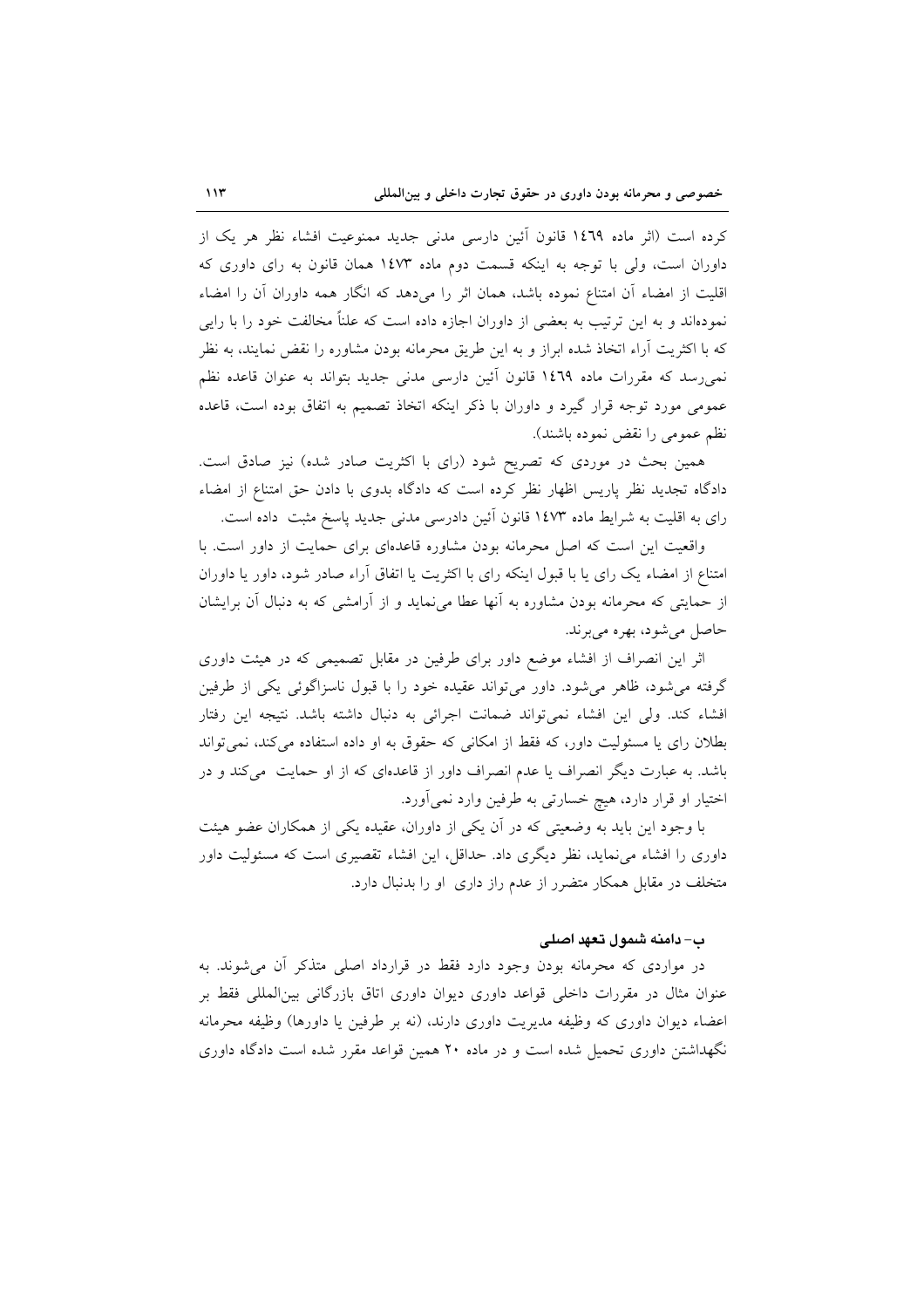کرده است (اثر ماده ١٤٦٩ قانون آئین دارسی مدنی جدید ممنوعیت افشاء نظر هر یک از داوران است، ولی با توجه به اینکه قسمت دوم ماده ١٤٧٣ همان قانون به رای داوری که اقلیت از امضاء آن امتناع نموده باشد، همان اثر را می‌دهد که انگار همه داوران آن را امضاء نموده‌اند و به این ترتیب به بعضی از داوران اجازه داده است که علناً مخالفت خود را با رایی که با اکثریت آراء اتخاذ شده ابراز و به این طریق محرمانه بودن مشاوره را نقض نمایند، به نظر نمی‌رسد که مقررات ماده ١٤٦٩ قانون آئین دارسی مدنی جدید بتواند به عنوان قاعده نظم عمومی مورد توجه قرار گیرد و داوران با ذکر اینکه اتخاذ تصمیم به اتفاق بوده است، قاعده نظم عمومی را نقض نموده باشند).

همین بحث در موردی که تصریح شود (رای با اکثریت صادر شده) نیز صادق است. دادگاه تجدید نظر پاریس اظهار نظر کرده است که دادگاه بدوی با دادن حق امتناع از امضاء رای به اقلیت به شرایط ماده ١٤٧٣ قانون آئین دادرسی مدنی جدید پاسخ مثبت داده است.

واقعیت این است که اصل محرمانه بودن مشاوره قاعده‌ای برای حمایت از داور است. با امتناع از امضاء یک رای یا با قبول اینکه رای با اکثریت یا اتفاق آراء صادر شود، داور یا داوران از حمایتی که محرمانه بودن مشاوره به آنها عطا می‌نماید و از آرامشی که به دنبال آن برایشان حاصل می‌شود، بهره می‌برند.

اثر این انصراف از افشاء موضع داور برای طرفین در مقابل تصمیمی که در هیئت داوری گرفته می‌شود، ظاهر می‌شود. داور می‌تواند عقیده خود را با قبول ناسزاگوئی یکی از طرفین افشاء کند. ولی این افشاء نمی‌تواند ضمانت اجرائی به دنبال داشته باشد. نتیجه این رفتار بطلان رای یا مسئولیت داور، که فقط از امکانی که حقوق به او داده استفاده می‌کند، نمی‌تواند باشد. به عبارت دیگر انصراف یا عدم انصراف داور از قاعده‌ای که از او حمایت می‌کند و در اختیار او قرار دارد، هیچ خسارتی به طرفین وارد نمی‌آورد.

با وجود این باید به وضعیتی که در آن یکی از داوران، عقیده یکی از همکاران عضو هیئت داوری را افشاء می‌نماید، نظر دیگری داد. حداقل، این افشاء تقصیری است که مسئولیت داور متخلف در مقابل همکار متضرر از عدم راز داری او را بدنبال دارد.

#### ب- دامنه شمول تعهد اصلی

در مواردی که محرمانه بودن وجود دارد فقط در قرارداد اصلی متذکر آن می‌شوند. به عنوان مثال در مقررات داخلی قواعد داوری دیوان داوری اتاق بازرگانی بین‌المللی فقط بر اعضاء دیوان داوری که وظیفه مدیریت داوری دارند، (نه بر طرفین یا داورها) وظیفه محرمانه نگهداشتن داوری تحمیل شده است و در ماده ٢٠ همین قواعد مقرر شده است دادگاه داوری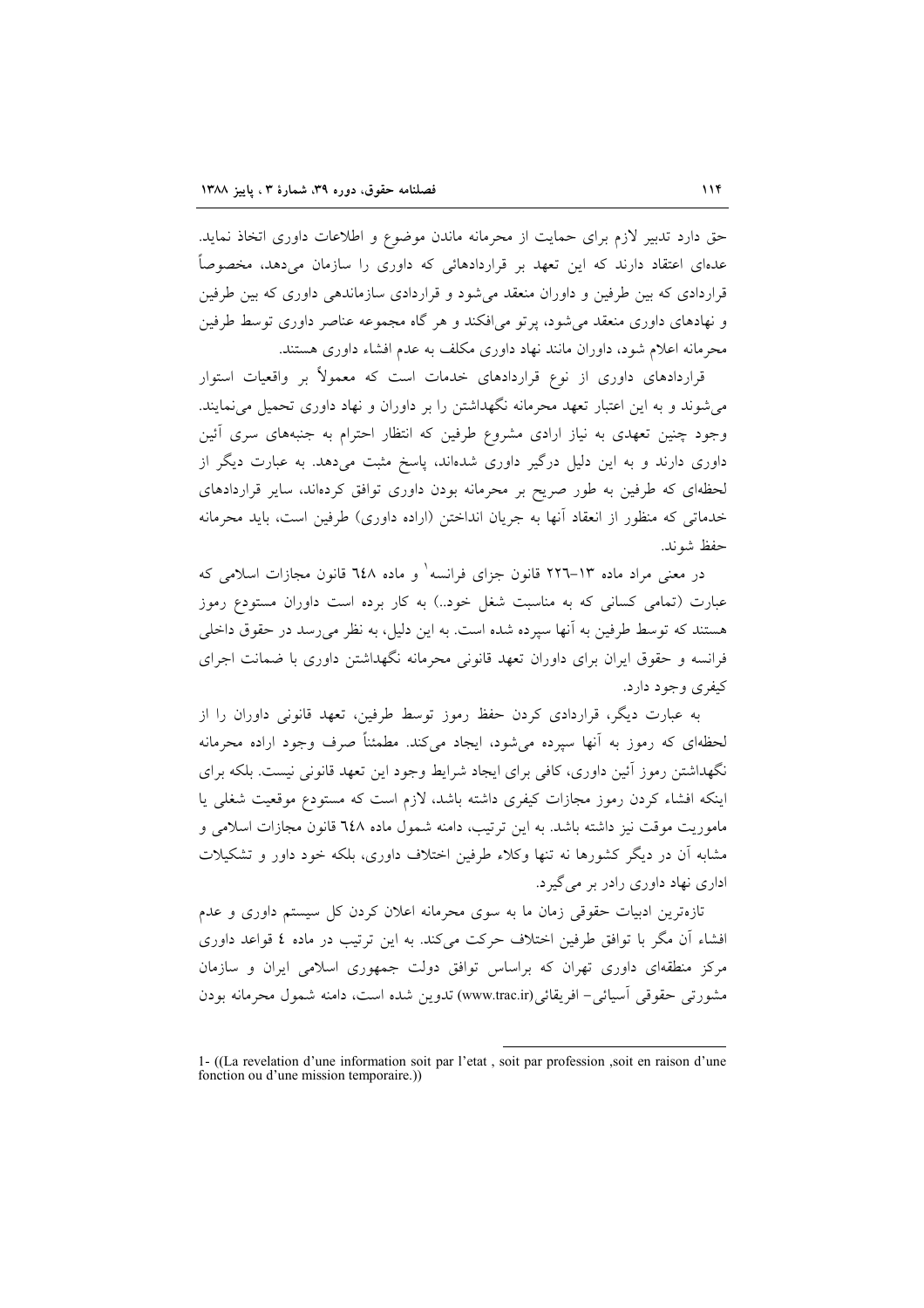حق دارد تدبیر لازم برای حمایت از محرمانه ماندن موضوع و اطلاعات داوری اتخاذ نماید. عده‌ای اعتقاد دارند که این تعهد بر قراردادهائی که داوری را سازمان می‌دهد، مخصوصاً قراردادی که بین طرفین و داوران منعقد می‌شود و قراردادی سازماندهی داوری که بین طرفین و نهادهای داوری منعقد می‌شود، پرتو می‌افکند و هر گاه مجموعه عناصر داوری توسط طرفین محرمانه اعلام شود، داوران مانند نهاد داوری مکلف به عدم افشاء داوری هستند.

قراردادهای داوری از نوع قراردادهای خدمات است که معمولاً بر واقعیات استوار می‌شوند و به این اعتبار تعهد محرمانه نگهداشتن را بر داوران و نهاد داوری تحمیل می‌نمایند. وجود چنین تعهدی به نیاز ارادی مشروع طرفین که انتظار احترام به جنبه‌های سری آئین داوری دارند و به این دلیل درگیر داوری شده‌اند، پاسخ مثبت می‌دهد. به عبارت دیگر از لحظه‌ای که طرفین به طور صریح بر محرمانه بودن داوری توافق کرده‌اند، سایر قراردادهای خدماتی که منظور از انعقاد آنها به جریان انداختن (اراده داوری) طرفین است، باید محرمانه حفظ شوند.

در معنی مراد ماده ۱۳-۲۲۶ قانون جزای فرانسه[1] و ماده ٦٤٨ قانون مجازات اسلامی که عبارت (تمامی کسانی که به مناسبت شغل خود..) به کار برده است داوران مستودع رموز هستند که توسط طرفین به آنها سپرده شده است. به این دلیل، به نظر می‌رسد در حقوق داخلی فرانسه و حقوق ایران برای داوران تعهد قانونی محرمانه نگهداشتن داوری با ضمانت اجرای کیفری وجود دارد.

به عبارت دیگر، قراردادی کردن حفظ رموز توسط طرفین، تعهد قانونی داوران را از لحظه‌ای که رموز به آنها سپرده می‌شود، ایجاد می‌کند. مطمئناً صرف وجود اراده محرمانه نگهداشتن رموز آئین داوری، کافی برای ایجاد شرایط وجود این تعهد قانونی نیست. بلکه برای اینکه افشاء کردن رموز مجازات کیفری داشته باشد، لازم است که مستودع موقعیت شغلی یا ماموریت موقت نیز داشته باشد. به این ترتیب، دامنه شمول ماده ٦٤٨ قانون مجازات اسلامی و مشابه آن در دیگر کشورها نه تنها وکلاء طرفین اختلاف داوری، بلکه خود داور و تشکیلات اداری نهاد داوری رادر بر می‌گیرد.

تازه‌ترین ادبیات حقوقی زمان ما به سوی محرمانه اعلان کردن کل سیستم داوری و عدم افشاء آن مگر با توافق طرفین اختلاف حرکت می‌کند. به این ترتیب در ماده ٤ قواعد داوری مرکز منطقه‌ای داوری تهران که براساس توافق دولت جمهوری اسلامی ایران و سازمان مشورتی حقوقی آسیائی- افریقائی(www.trac.ir) تدوین شده است، دامنه شمول محرمانه بودن

---

1- ((La revelation d'une information soit par l'etat , soit par profession ,soit en raison d'une fonction ou d'une mission temporaire.))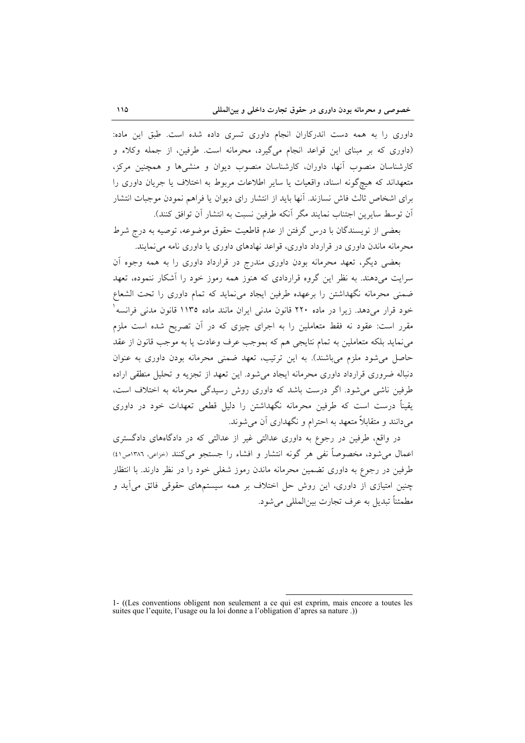داوری را به همه دست اندرکاران انجام داوری تسری داده شده است. طبق این ماده: (داوری که بر مبنای این قواعد انجام می‌گیرد، محرمانه است. طرفین، از جمله وکلاء و کارشناسان منصوب آنها، داوران، کارشناسان منصوب دیوان و منشی‌ها و همچنین مرکز، متعهداند که هیچ‌گونه اسناد، واقعیات یا سایر اطلاعات مربوط به اختلاف یا جریان داوری را برای اشخاص ثالث فاش نسازند. آنها باید از انتشار رای دیوان یا فراهم نمودن موجبات انتشار آن توسط سایرین اجتناب نمایند مگر آنکه طرفین نسبت به انتشار آن توافق کنند).

بعضی از نویسندگان با درس گرفتن از عدم قاطعیت حقوق موضوعه، توصیه به درج شرط محرمانه ماندن داوری در قرارداد داوری، قواعد نهادهای داوری یا داوری نامه می‌نمایند.

بعضی دیگر، تعهد محرمانه بودن داوری مندرج در قرارداد داوری را به همه وجوه آن سرایت می‌دهند. به نظر این گروه قراردادی که هنوز همه رموز خود را آشکار ننموده، تعهد ضمنی محرمانه نگهداشتن را برعهده طرفین ایجاد می‌نماید که تمام داوری را تحت الشعاع خود قرار می‌دهد. زیرا در ماده ۲۲۰ قانون مدنی ایران مانند ماده ۱۱۳۵ قانون مدنی فرانسه[1] مقرر است: عقود نه فقط متعاملین را به اجرای چیزی که در آن تصریح شده است ملزم می‌نماید بلکه متعاملین به تمام نتایجی هم که بموجب عرف وعادت یا به موجب قانون از عقد حاصل می‌شود ملزم می‌باشند). به این ترتیب، تعهد ضمنی محرمانه بودن داوری به عنوان دنباله ضروری قرارداد داوری محرمانه ایجاد می‌شود. این تعهد از تجزیه و تحلیل منطقی اراده طرفین ناشی می‌شود. اگر درست باشد که داوری روش رسیدگی محرمانه به اختلاف است، یقیناً درست است که طرفین محرمانه نگهداشتن را دلیل قطعی تعهدات خود در داوری می‌دانند و متقابلاً متعهد به احترام و نگهداری آن می‌شوند.

در واقع، طرفین در رجوع به داوری عدالتی غیر از عدالتی که در دادگاههای دادگستری اعمال می‌شود، مخصوصاً نفی هر گونه انتشار و افشاء را جستجو می‌کنند (خزاعی، ۱۳۸٦ص٤١) طرفین در رجوع به داوری تضمین محرمانه ماندن رموز شغلی خود را در نظر دارند. با انتظار چنین امتیازی از داوری، این روش حل اختلاف بر همه سیستم‌های حقوقی فائق می‌آید و مطمئناً تبدیل به عرف تجارت بین‌المللی می‌شود.

---

1- ((Les conventions obligent non seulement a ce qui est exprim, mais encore a toutes les suites que l'equite, l'usage ou la loi donne a l'obligation d'apres sa nature .))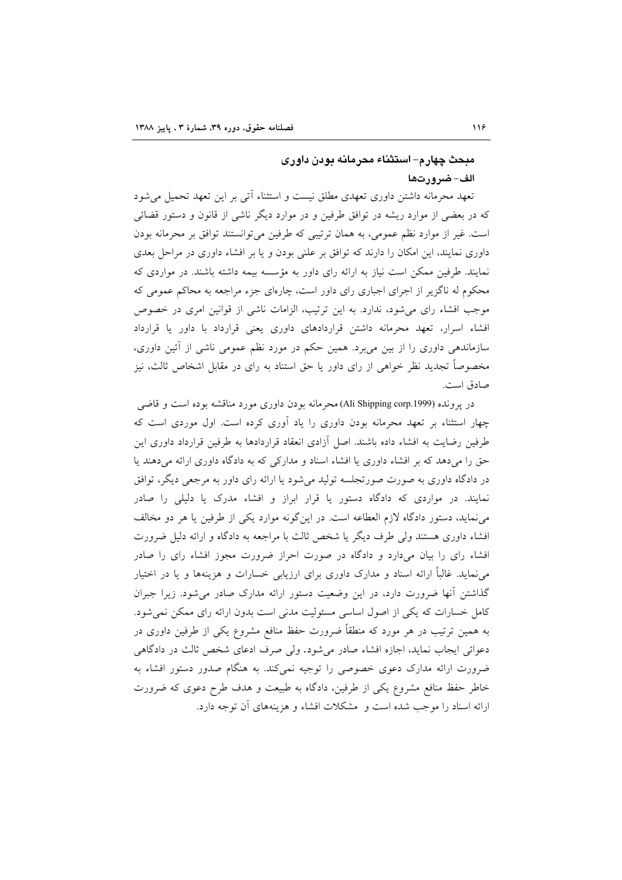## مبحث چهارم- استثناء محرمانه بودن داوری

### الف- ضرورت‌ها

تعهد محرمانه داشتن داوری تعهدی مطلق نیست و استثناء آتی بر این تعهد تحمیل می‌شود که در بعضی از موارد ریشه در توافق طرفین و در موارد دیگر ناشی از قانون و دستور قضائی است. غیر از موارد نظم عمومی، به همان ترتیبی که طرفین می‌توانستند توافق بر محرمانه بودن داوری نمایند، این امکان را دارند که توافق بر علنی بودن و یا بر افشاء داوری در مراحل بعدی نمایند. طرفین ممکن است نیاز به ارائه رای داور به مؤسسه بیمه داشته باشند. در مواردی که محکوم له ناگزیر از اجرای اجباری رای داور است، چاره‌ای جزء مراجعه به محاکم عمومی که موجب افشاء رای می‌شود، ندارد. به این ترتیب، الزامات ناشی از قوانین امری در خصوص افشاء اسرار، تعهد محرمانه داشتن قراردادهای داوری یعنی قرارداد با داور یا قرارداد سازماندهی داوری را از بین می‌برد. همین حکم در مورد نظم عمومی ناشی از آئین داوری، مخصوصاً تجدید نظر خواهی از رای داور یا حق استناد به رای در مقابل اشخاص ثالث، نیز صادق است.

در پرونده (Ali Shipping corp.1999) محرمانه بودن داوری مورد مناقشه بوده است و قاضی چهار استثناء بر تعهد محرمانه بودن داوری را یاد آوری کرده است. اول موردی است که طرفین رضایت به افشاء داده باشند. اصل آزادی انعقاد قراردادها به طرفین قرارداد داوری این حق را می‌دهد که بر افشاء داوری یا افشاء اسناد و مدارکی که به دادگاه داوری ارائه می‌دهند یا در دادگاه داوری به صورت صورتجلسه تولید می‌شود یا ارائه رای داور به مرجعی دیگر، توافق نمایند. در مواردی که دادگاه دستور یا قرار ابراز و افشاء مدرک یا دلیلی را صادر می‌نماید، دستور دادگاه لازم العطاعه است. در این‌گونه موارد یکی از طرفین یا هر دو مخالف افشاء داوری هستند ولی طرف دیگر یا شخص ثالث با مراجعه به دادگاه و ارائه دلیل ضرورت افشاء رای را بیان می‌دارد و دادگاه در صورت احراز ضرورت مجوز افشاء رای را صادر می‌نماید. غالباً ارائه اسناد و مدارک داوری برای ارزیابی خسارات و هزینه‌ها و یا در اختیار گذاشتن آنها ضرورت دارد، در این وضعیت دستور ارائه مدارک صادر می‌شود. زیرا جبران کامل خسارات که یکی از اصول اساسی مسئولیت مدنی است بدون ارائه رای ممکن نمی‌شود. به همین ترتیب در هر مورد که منطقاً ضرورت حفظ منافع مشروع یکی از طرفین داوری در دعوائی ایجاب نماید، اجازه افشاء صادر می‌شود. ولی صرف ادعای شخص ثالث در دادگاهی ضرورت ارائه مدارک دعوی خصوصی را توجیه نمی‌کند. به هنگام صدور دستور افشاء به خاطر حفظ منافع مشروع یکی از طرفین، دادگاه به طبیعت و هدف طرح دعوی که ضرورت ارائه اسناد را موجب شده است و مشکلات افشاء و هزینه‌های آن توجه دارد.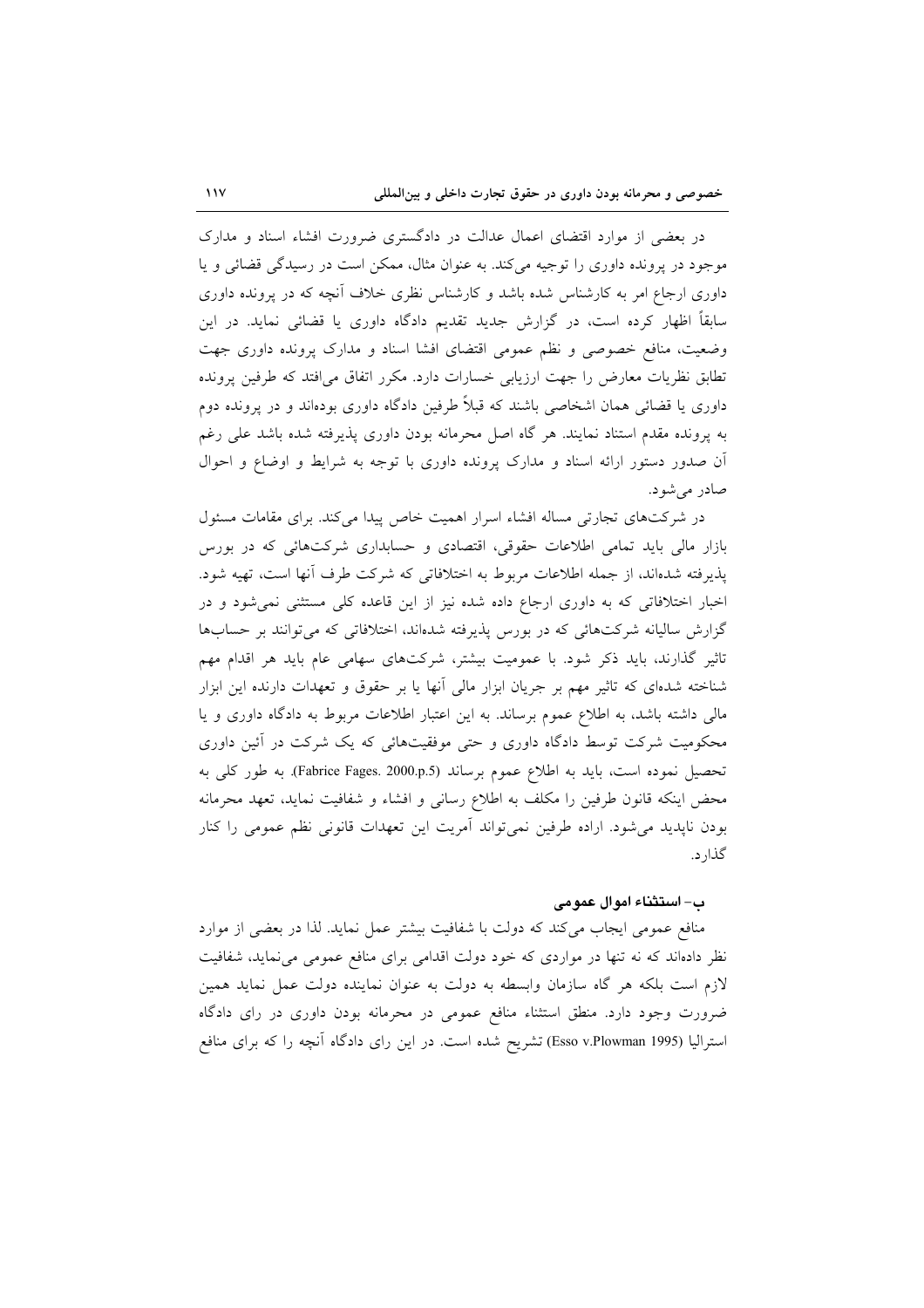در بعضی از موارد اقتضای اعمال عدالت در دادگستری ضرورت افشاء اسناد و مدارک موجود در پرونده داوری را توجیه می‌کند. به عنوان مثال، ممکن است در رسیدگی قضائی و یا داوری ارجاع امر به کارشناس شده باشد و کارشناس نظری خلاف آنچه که در پرونده داوری سابقاً اظهار کرده است، در گزارش جدید تقدیم دادگاه داوری یا قضائی نماید. در این وضعیت، منافع خصوصی و نظم عمومی اقتضای افشا اسناد و مدارک پرونده داوری جهت تطابق نظریات معارض را جهت ارزیابی خسارات دارد. مکرر اتفاق می‌افتد که طرفین پرونده داوری یا قضائی همان اشخاصی باشند که قبلاً طرفین دادگاه داوری بوده‌اند و در پرونده دوم به پرونده مقدم استناد نمایند. هر گاه اصل محرمانه بودن داوری پذیرفته شده باشد علی رغم آن صدور دستور ارائه اسناد و مدارک پرونده داوری با توجه به شرایط و اوضاع و احوال صادر می‌شود.

در شرکت‌های تجارتی مساله افشاء اسرار اهمیت خاص پیدا می‌کند. برای مقامات مسئول بازار مالی باید تمامی اطلاعات حقوقی، اقتصادی و حسابداری شرکت‌هائی که در بورس پذیرفته شده‌اند، از جمله اطلاعات مربوط به اختلافاتی که شرکت طرف آنها است، تهیه شود. اخبار اختلافاتی که به داوری ارجاع داده شده نیز از این قاعده کلی مستثنی نمی‌شود و در گزارش سالیانه شرکت‌هائی که در بورس پذیرفته شده‌اند، اختلافاتی که می‌توانند بر حساب‌ها تاثیر گذارند، باید ذکر شود. با عمومیت بیشتر، شرکت‌های سهامی عام باید هر اقدام مهم شناخته شده‌ای که تاثیر مهم بر جریان ابزار مالی آنها یا بر حقوق و تعهدات دارنده این ابزار مالی داشته باشد، به اطلاع عموم برساند. به این اعتبار اطلاعات مربوط به دادگاه داوری و یا محکومیت شرکت توسط دادگاه داوری و حتی موفقیت‌هائی که یک شرکت در آئین داوری تحصیل نموده است، باید به اطلاع عموم برساند (Fabrice Fages. 2000.p.5). به طور کلی به محض اینکه قانون طرفین را مکلف به اطلاع رسانی و افشاء و شفافیت نماید، تعهد محرمانه بودن ناپدید می‌شود. اراده طرفین نمی‌تواند آمریت این تعهدات قانونی نظم عمومی را کنار گذارد.

### ب- استثناء اموال عمومی

منافع عمومی ایجاب می‌کند که دولت با شفافیت بیشتر عمل نماید. لذا در بعضی از موارد نظر داده‌اند که نه تنها در مواردی که خود دولت اقدامی برای منافع عمومی می‌نماید، شفافیت لازم است بلکه هر گاه سازمان وابسطه به دولت به عنوان نماینده دولت عمل نماید همین ضرورت وجود دارد. منطق استثناء منافع عمومی در محرمانه بودن داوری در رای دادگاه استرالیا (Esso v.Plowman 1995) تشریح شده است. در این رای دادگاه آنچه را که برای منافع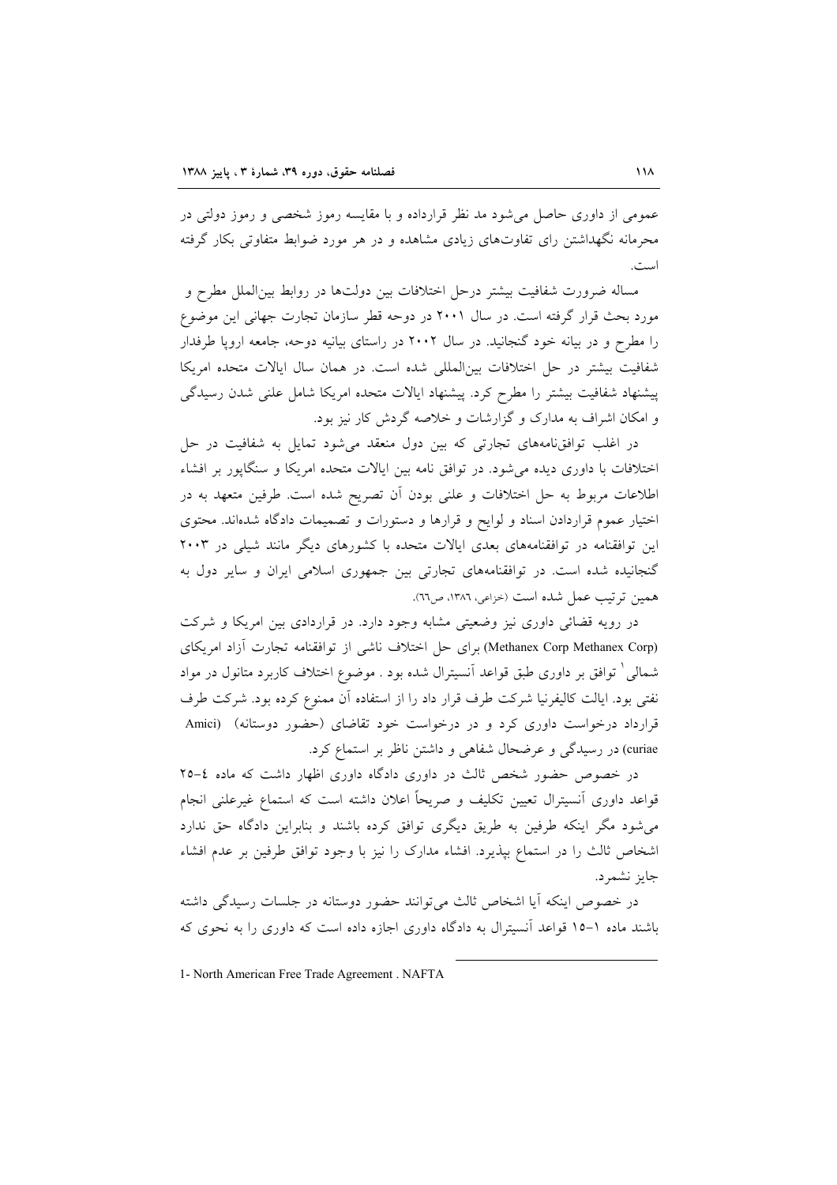عمومی از داوری حاصل می‌شود مد نظر قرارداده و با مقایسه رموز شخصی و رموز دولتی در محرمانه نگهداشتن رای تفاوت‌های زیادی مشاهده و در هر مورد ضوابط متفاوتی بکار گرفته است.

مساله ضرورت شفافیت بیشتر درحل اختلافات بین دولت‌ها در روابط بین‌الملل مطرح و مورد بحث قرار گرفته است. در سال ۲۰۰۱ در دوحه قطر سازمان تجارت جهانی این موضوع را مطرح و در بیانه خود گنجانید. در سال ۲۰۰۲ در راستای بیانیه دوحه، جامعه اروپا طرفدار شفافیت بیشتر در حل اختلافات بین‌المللی شده است. در همان سال ایالات متحده امریکا پیشنهاد شفافیت بیشتر را مطرح کرد. پیشنهاد ایالات متحده امریکا شامل علنی شدن رسیدگی و امکان اشراف به مدارک و گزارشات و خلاصه گردش کار نیز بود.

در اغلب توافق‌نامه‌های تجارتی که بین دول منعقد می‌شود تمایل به شفافیت در حل اختلافات با داوری دیده می‌شود. در توافق نامه بین ایالات متحده امریکا و سنگاپور بر افشاء اطلاعات مربوط به حل اختلافات و علنی بودن آن تصریح شده است. طرفین متعهد به در اختیار عموم قراردادن اسناد و لوایح و قرارها و دستورات و تصمیمات دادگاه شده‌اند. محتوی این توافقنامه در توافقنامه‌های بعدی ایالات متحده با کشورهای دیگر مانند شیلی در ۲۰۰۳ گنجانیده شده است. در توافقنامه‌های تجارتی بین جمهوری اسلامی ایران و سایر دول به همین ترتیب عمل شده است (خزاعی، ۱۳۸٦، ص٦٦).

در رویه قضائی داوری نیز وضعیتی مشابه وجود دارد. در قراردادی بین امریکا و شرکت (Methanex Corp Methanex Corp) برای حل اختلاف ناشی از توافقنامه تجارت آزاد امریکای شمالی[1] توافق بر داوری طبق قواعد آنسیترال شده بود . موضوع اختلاف کاربرد متانول در مواد نفتی بود. ایالت کالیفرنیا شرکت طرف قرار داد را از استفاده آن ممنوع کرده بود. شرکت طرف قرارداد درخواست داوری کرد و در درخواست خود تقاضای (حضور دوستانه) (Amici curiae) در رسیدگی و عرضحال شفاهی و داشتن ناظر بر استماع کرد.

در خصوص حضور شخص ثالث در داوری دادگاه داوری اظهار داشت که ماده ٤-۲۵ قواعد داوری آنسیترال تعیین تکلیف و صریحاً اعلان داشته است که استماع غیرعلنی انجام می‌شود مگر اینکه طرفین به طریق دیگری توافق کرده باشند و بنابراین دادگاه حق ندارد اشخاص ثالث را در استماع بپذیرد. افشاء مدارک را نیز با وجود توافق طرفین بر عدم افشاء جایز نشمرد.

در خصوص اینکه آیا اشخاص ثالث می‌توانند حضور دوستانه در جلسات رسیدگی داشته باشند ماده ۱-۱۵ قواعد آنسیترال به دادگاه داوری اجازه داده است که داوری را به نحوی که

---

1- North American Free Trade Agreement . NAFTA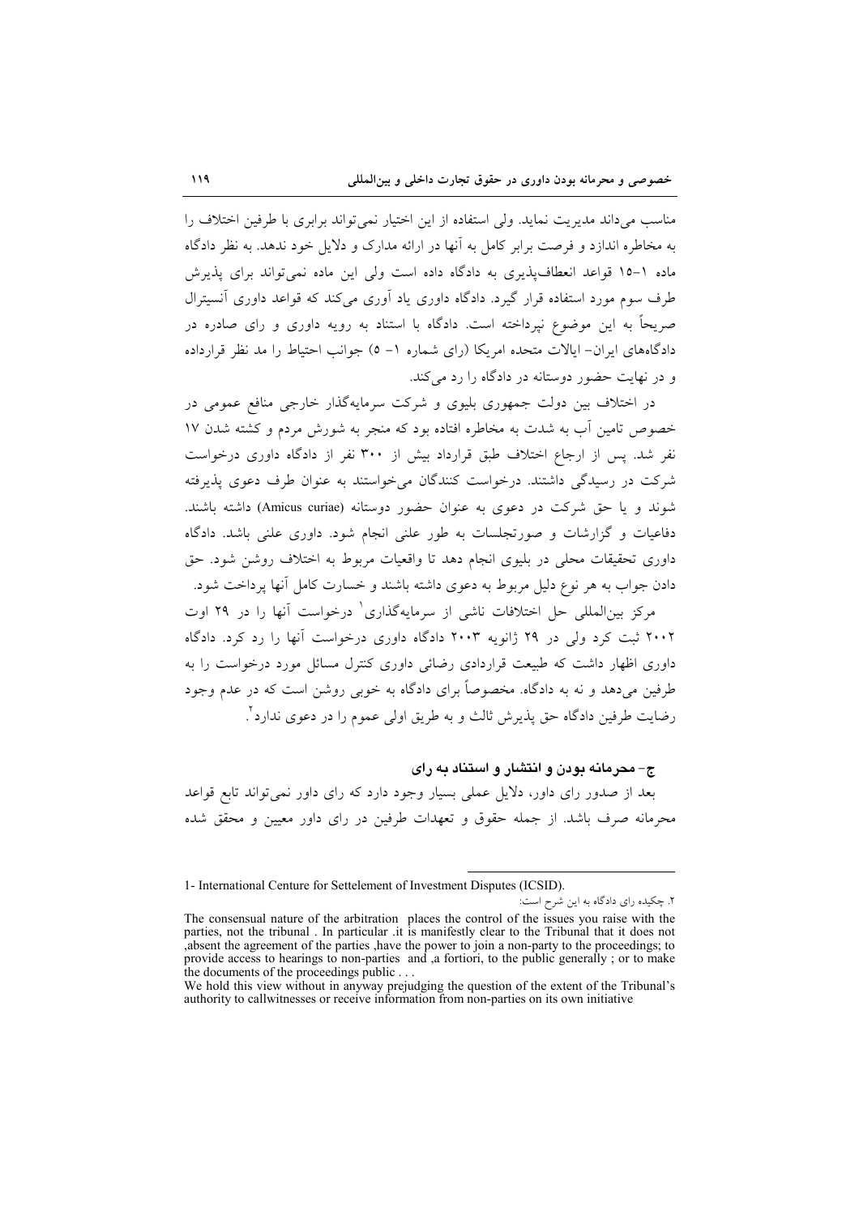مناسب می‌داند مدیریت نماید. ولی استفاده از این اختیار نمی‌تواند برابری با طرفین اختلاف را به مخاطره اندازد و فرصت برابر کامل به آنها در ارائه مدارک و دلایل خود ندهد. به نظر دادگاه ماده ۱-۱۵ قواعد انعطاف‌پذیری به دادگاه داده است ولی این ماده نمی‌تواند برای پذیرش طرف سوم مورد استفاده قرار گیرد. دادگاه داوری یاد آوری می‌کند که قواعد داوری آنسیترال صریحاً به این موضوع نپرداخته است. دادگاه با استناد به رویه داوری و رای صادره در دادگاه‌های ایران- ایالات متحده امریکا (رای شماره ۱- ۵) جوانب احتیاط را مد نظر قرارداده و در نهایت حضور دوستانه در دادگاه را رد می‌کند.

در اختلاف بین دولت جمهوری بلیوی و شرکت سرمایه‌گذار خارجی منافع عمومی در خصوص تامین آب به شدت به مخاطره افتاده بود که منجر به شورش مردم و کشته شدن ۱۷ نفر شد. پس از ارجاع اختلاف طبق قرارداد بیش از ۳۰۰ نفر از دادگاه داوری درخواست شرکت در رسیدگی داشتند. درخواست کنندگان می‌خواستند به عنوان طرف دعوی پذیرفته شوند و یا حق شرکت در دعوی به عنوان حضور دوستانه (Amicus curiae) داشته باشند. دفاعیات و گزارشات و صورتجلسات به طور علنی انجام شود. داوری علنی باشد. دادگاه داوری تحقیقات محلی در بلیوی انجام دهد تا واقعیات مربوط به اختلاف روشن شود. حق دادن جواب به هر نوع دلیل مربوط به دعوی داشته باشند و خسارت کامل آنها پرداخت شود.

مرکز بین‌المللی حل اختلافات ناشی از سرمایه‌گذاری[1] درخواست آنها را در ۲۹ اوت ۲۰۰۲ ثبت کرد ولی در ۲۹ ژانویه ۲۰۰۳ دادگاه داوری درخواست آنها را رد کرد. دادگاه داوری اظهار داشت که طبیعت قراردادی رضائی داوری کنترل مسائل مورد درخواست را به طرفین می‌دهد و نه به دادگاه. مخصوصاً برای دادگاه به خوبی روشن است که در عدم وجود رضایت طرفین دادگاه حق پذیرش ثالث و به طریق اولی عموم را در دعوی ندارد[2].

### ج- محرمانه بودن و انتشار و استناد به رای

بعد از صدور رای داور، دلایل عملی بسیار وجود دارد که رای داور نمی‌تواند تابع قواعد محرمانه صرف باشد. از جمله حقوق و تعهدات طرفین در رای داور معیین و محقق شده

---

1- International Centure for Settelement of Investment Disputes (ICSID).

۲. چکیده رای دادگاه به این شرح است:

The consensual nature of the arbitration places the control of the issues you raise with the parties, not the tribunal . In particular .it is manifestly clear to the Tribunal that it does not ,absent the agreement of the parties ,have the power to join a non-party to the proceedings; to provide access to hearings to non-parties and ,a fortiori, to the public generally ; or to make the documents of the proceedings public . . .

We hold this view without in anyway prejudging the question of the extent of the Tribunal's authority to callwitnesses or receive information from non-parties on its own initiative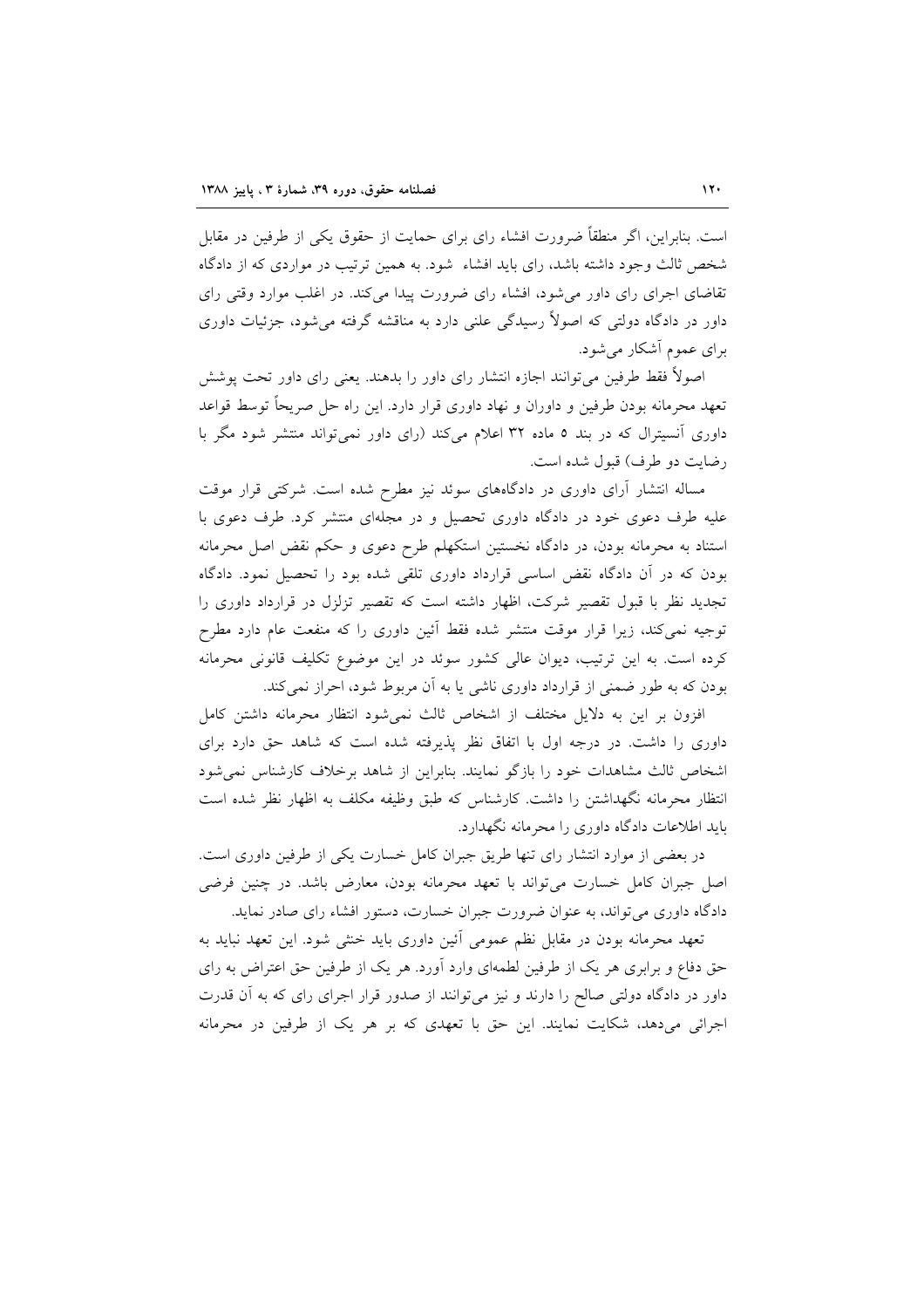است. بنابراین، اگر منطقاً ضرورت افشاء رای برای حمایت از حقوق یکی از طرفین در مقابل شخص ثالث وجود داشته باشد، رای باید افشاء شود. به همین ترتیب در مواردی که از دادگاه تقاضای اجرای رای داور می‌شود، افشاء رای ضرورت پیدا می‌کند. در اغلب موارد وقتی رای داور در دادگاه دولتی که اصولاً رسیدگی علنی دارد به مناقشه گرفته می‌شود، جزئیات داوری برای عموم آشکار می‌شود.

اصولاً فقط طرفین می‌توانند اجازه انتشار رای داور را بدهند. یعنی رای داور تحت پوشش تعهد محرمانه بودن طرفین و داوران و نهاد داوری قرار دارد. این راه حل صریحاً توسط قواعد داوری آنسیترال که در بند ۵ ماده ۳۲ اعلام می‌کند (رای داور نمی‌تواند منتشر شود مگر با رضایت دو طرف) قبول شده است.

مساله انتشار آرای داوری در دادگاه‌های سوئد نیز مطرح شده است. شرکتی قرار موقت علیه طرف دعوی خود در دادگاه داوری تحصیل و در مجله‌ای منتشر کرد. طرف دعوی با استناد به محرمانه بودن، در دادگاه نخستین استکهلم طرح دعوی و حکم نقض اصل محرمانه بودن که در آن دادگاه نقض اساسی قرارداد داوری تلقی شده بود را تحصیل نمود. دادگاه تجدید نظر با قبول تقصیر شرکت، اظهار داشته است که تقصیر تزلزل در قرارداد داوری را توجیه نمی‌کند، زیرا قرار موقت منتشر شده فقط آئین داوری را که منفعت عام دارد مطرح کرده است. به این ترتیب، دیوان عالی کشور سوئد در این موضوع تکلیف قانونی محرمانه بودن که به طور ضمنی از قرارداد داوری ناشی یا به آن مربوط شود، احراز نمی‌کند.

افزون بر این به دلایل مختلف از اشخاص ثالث نمی‌شود انتظار محرمانه داشتن کامل داوری را داشت. در درجه اول با اتفاق نظر پذیرفته شده است که شاهد حق دارد برای اشخاص ثالث مشاهدات خود را بازگو نمایند. بنابراین از شاهد برخلاف کارشناس نمی‌شود انتظار محرمانه نگهداشتن را داشت. کارشناس که طبق وظیفه مکلف به اظهار نظر شده است باید اطلاعات دادگاه داوری را محرمانه نگهدارد.

در بعضی از موارد انتشار رای تنها طریق جبران کامل خسارت یکی از طرفین داوری است. اصل جبران کامل خسارت می‌تواند با تعهد محرمانه بودن، معارض باشد. در چنین فرضی دادگاه داوری می‌تواند، به عنوان ضرورت جبران خسارت، دستور افشاء رای صادر نماید.

تعهد محرمانه بودن در مقابل نظم عمومی آئین داوری باید خنثی شود. این تعهد نباید به حق دفاع و برابری هر یک از طرفین لطمه‌ای وارد آورد. هر یک از طرفین حق اعتراض به رای داور در دادگاه دولتی صالح را دارند و نیز می‌توانند از صدور قرار اجرای رای که به آن قدرت اجرائی می‌دهد، شکایت نمایند. این حق با تعهدی که بر هر یک از طرفین در محرمانه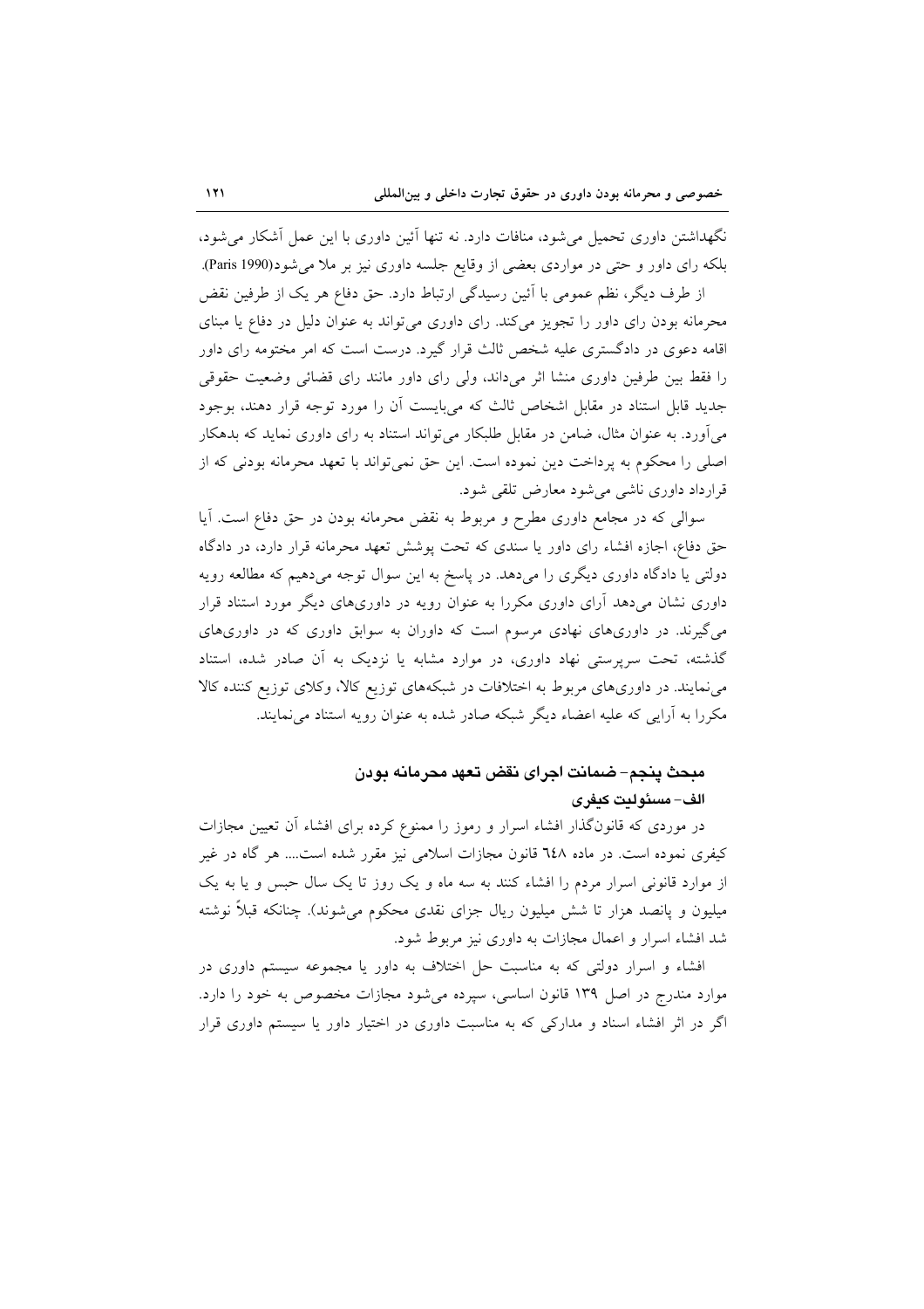نگهداشتن داوری تحمیل می‌شود، منافات دارد. نه تنها آئین داوری با این عمل آشکار می‌شود، بلکه رای داور و حتی در مواردی بعضی از وقایع جلسه داوری نیز بر ملا می‌شود(Paris 1990).

از طرف دیگر، نظم عمومی با آئین رسیدگی ارتباط دارد. حق دفاع هر یک از طرفین نقض محرمانه بودن رای داور را تجویز می‌کند. رای داوری می‌تواند به عنوان دلیل در دفاع یا مبنای اقامه دعوی در دادگستری علیه شخص ثالث قرار گیرد. درست است که امر مختومه رای داور را فقط بین طرفین داوری منشا اثر می‌داند، ولی رای داور مانند رای قضائی وضعیت حقوقی جدید قابل استناد در مقابل اشخاص ثالث که می‌بایست آن را مورد توجه قرار دهند، بوجود می‌آورد. به عنوان مثال، ضامن در مقابل طلبکار می‌تواند استناد به رای داوری نماید که بدهکار اصلی را محکوم به پرداخت دین نموده است. این حق نمی‌تواند با تعهد محرمانه بودنی که از قرارداد داوری ناشی می‌شود معارض تلقی شود.

سوالی که در مجامع داوری مطرح و مربوط به نقض محرمانه بودن در حق دفاع است. آیا حق دفاع، اجازه افشاء رای داور یا سندی که تحت پوشش تعهد محرمانه قرار دارد، در دادگاه دولتی یا دادگاه داوری دیگری را می‌دهد. در پاسخ به این سوال توجه می‌دهیم که مطالعه رویه داوری نشان می‌دهد آرای داوری مکررا به عنوان رویه در داوری‌های دیگر مورد استناد قرار می‌گیرند. در داوری‌های نهادی مرسوم است که داوران به سوابق داوری که در داوری‌های گذشته، تحت سرپرستی نهاد داوری، در موارد مشابه یا نزدیک به آن صادر شده، استناد می‌نمایند. در داوری‌های مربوط به اختلافات در شبکه‌های توزیع کالا، وکلای توزیع کننده کالا مکررا به آرایی که علیه اعضاء دیگر شبکه صادر شده به عنوان رویه استناد می‌نمایند.

## مبحث پنجم- ضمانت اجرای نقض تعهد محرمانه بودن

### الف- مسئولیت کیفری

در موردی که قانونگذار افشاء اسرار و رموز را ممنوع کرده برای افشاء آن تعیین مجازات کیفری نموده است. در ماده ٦٤٨ قانون مجازات اسلامی نیز مقرر شده است.... هر گاه در غیر از موارد قانونی اسرار مردم را افشاء کنند به سه ماه و یک روز تا یک سال حبس و یا به یک میلیون و پانصد هزار تا شش میلیون ریال جزای نقدی محکوم می‌شوند). چنانکه قبلاً نوشته شد افشاء اسرار و اعمال مجازات به داوری نیز مربوط شود.

افشاء و اسرار دولتی که به مناسبت حل اختلاف به داور یا مجموعه سیستم داوری در موارد مندرج در اصل ۱۳۹ قانون اساسی، سپرده می‌شود مجازات مخصوص به خود را دارد. اگر در اثر افشاء اسناد و مدارکی که به مناسبت داوری در اختیار داور یا سیستم داوری قرار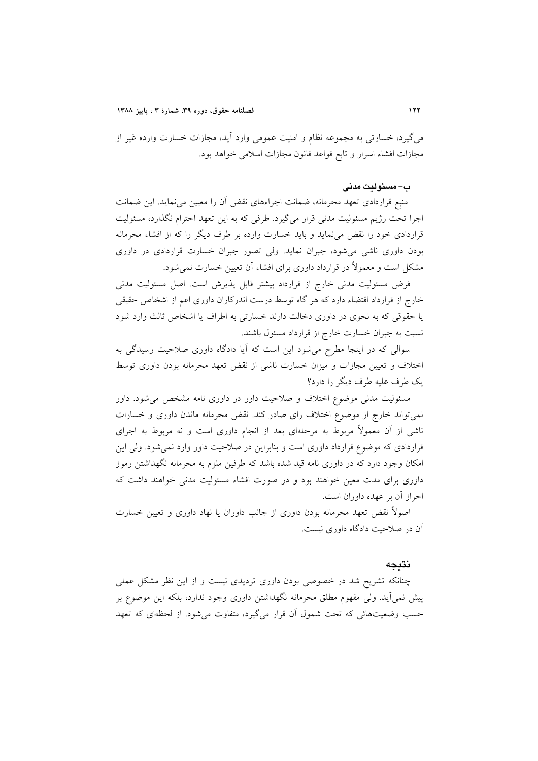می‌گیرد، خسارتی به مجموعه نظام و امنیت عمومی وارد آید، مجازات خسارت وارده غیر از مجازات افشاء اسرار و تابع قواعد قانون مجازات اسلامی خواهد بود.

### ب- مسئولیت مدنی

منبع قراردادی تعهد محرمانه، ضمانت اجراءهای نقض آن را معیین می‌نماید. این ضمانت اجرا تحت رژیم مسئولیت مدنی قرار می‌گیرد. طرفی که به این تعهد احترام نگذارد، مسئولیت قراردادی خود را نقض می‌نماید و باید خسارت وارده بر طرف دیگر را که از افشاء محرمانه بودن داوری ناشی می‌شود، جبران نماید. ولی تصور جبران خسارت قراردادی در داوری مشکل است و معمولاً در قرارداد داوری برای افشاء آن تعیین خسارت نمی‌شود.

فرض مسئولیت مدنی خارج از قرارداد بیشتر قابل پذیرش است. اصل مسئولیت مدنی خارج از قرارداد اقتضاء دارد که هر گاه توسط درست اندرکاران داوری اعم از اشخاص حقیقی یا حقوقی که به نحوی در داوری دخالت دارند خسارتی به اطراف یا اشخاص ثالث وارد شود نسبت به جبران خسارت خارج از قرارداد مسئول باشند.

سوالی که در اینجا مطرح می‌شود این است که آیا دادگاه داوری صلاحیت رسیدگی به اختلاف و تعیین مجازات و میزان خسارت ناشی از نقض تعهد محرمانه بودن داوری توسط یک طرف علیه طرف دیگر را دارد؟

مسئولیت مدنی موضوع اختلاف و صلاحیت داور در داوری نامه مشخص می‌شود. داور نمی‌تواند خارج از موضوع اختلاف رای صادر کند. نقض محرمانه ماندن داوری و خسارات ناشی از آن معمولاً مربوط به مرحله‌ای بعد از انجام داوری است و نه مربوط به اجرای قراردادی که موضوع قرارداد داوری است و بنابراین در صلاحیت داور وارد نمی‌شود. ولی این امکان وجود دارد که در داوری نامه قید شده باشد که طرفین ملزم به محرمانه نگهداشتن رموز داوری برای مدت معین خواهند بود و در صورت افشاء مسئولیت مدنی خواهند داشت که احراز آن بر عهده داوران است.

اصولاً نقض تعهد محرمانه بودن داوری از جانب داوران یا نهاد داوری و تعیین خسارت آن در صلاحیت دادگاه داوری نیست.

## نتیجه

چنانکه تشریح شد در خصوصی بودن داوری تردیدی نیست و از این نظر مشکل عملی پیش نمی‌آید. ولی مفهوم مطلق محرمانه نگهداشتن داوری وجود ندارد، بلکه این موضوع بر حسب وضعیت‌هائی که تحت شمول آن قرار می‌گیرد، متفاوت می‌شود. از لحظه‌ای که تعهد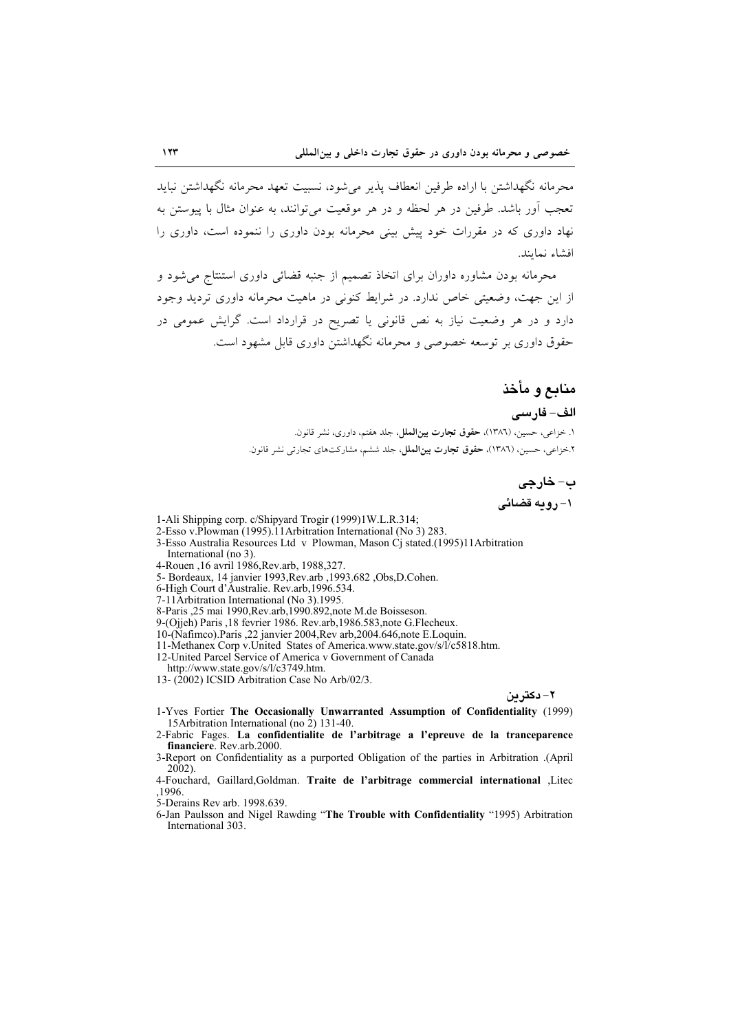محرمانه نگهداشتن با اراده طرفین انعطاف پذیر می‌شود، نسبیت تعهد محرمانه نگهداشتن نباید تعجب آور باشد. طرفین در هر لحظه و در هر موقعیت می‌توانند، به عنوان مثال با پیوستن به نهاد داوری که در مقررات خود پیش بینی محرمانه بودن داوری را ننموده است، داوری را افشاء نمایند.

محرمانه بودن مشاوره داوران برای اتخاذ تصمیم از جنبه قضائی داوری استنتاج می‌شود و از این جهت، وضعیتی خاص ندارد. در شرایط کنونی در ماهیت محرمانه داوری تردید وجود دارد و در هر وضعیت نیاز به نص قانونی یا تصریح در قرارداد است. گرایش عمومی در حقوق داوری بر توسعه خصوصی و محرمانه نگهداشتن داوری قابل مشهود است.

## منابع و مأخذ

### الف- فارسی

۱. خزاعی، حسین، (۱۳۸٦)، **حقوق تجارت بین‌الملل**، جلد هفتم، داوری، نشر قانون.

۲.خزاعی، حسین، (۱۳۸٦)، **حقوق تجارت بین‌الملل**، جلد ششم، مشارکت‌های تجارتی نشر قانون.

### ب- خارجی

#### ۱- رویه قضائی

1-Ali Shipping corp. c/Shipyard Trogir (1999)1W.L.R.314;

2-Esso v.Plowman (1995).11Arbitration International (No 3) 283.

3-Esso Australia Resources Ltd v Plowman, Mason Cj stated.(1995)11Arbitration International (no 3).

4-Rouen ,16 avril 1986,Rev.arb, 1988,327.

5- Bordeaux, 14 janvier 1993,Rev.arb ,1993.682 ,Obs,D.Cohen.

6-High Court d'Australie. Rev.arb,1996.534.

7-11Arbitration International (No 3).1995.

8-Paris ,25 mai 1990,Rev.arb,1990.892,note M.de Boisseson.

9-(Ojjeh) Paris ,18 fevrier 1986. Rev.arb,1986.583,note G.Flecheux.

10-(Nafimco).Paris ,22 janvier 2004,Rev arb,2004.646,note E.Loquin.

11-Methanex Corp v.United States of America.www.state.gov/s/l/c5818.htm.

12-United Parcel Service of America v Government of Canada http://www.state.gov/s/l/c3749.htm.

13- (2002) ICSID Arbitration Case No Arb/02/3.

#### ۲- دکترین

1-Yves Fortier **The Occasionally Unwarranted Assumption of Confidentiality** (1999) 15Arbitration International (no 2) 131-40.

2-Fabric Fages. **La confidentialite de l'arbitrage a l'epreuve de la tranceparence financiere**. Rev.arb.2000.

3-Report on Confidentiality as a purported Obligation of the parties in Arbitration .(April 2002).

4-Fouchard, Gaillard,Goldman. **Traite de l'arbitrage commercial international** ,Litec ,1996.

5-Derains Rev arb. 1998.639.

6-Jan Paulsson and Nigel Rawding "**The Trouble with Confidentiality** "1995) Arbitration International 303.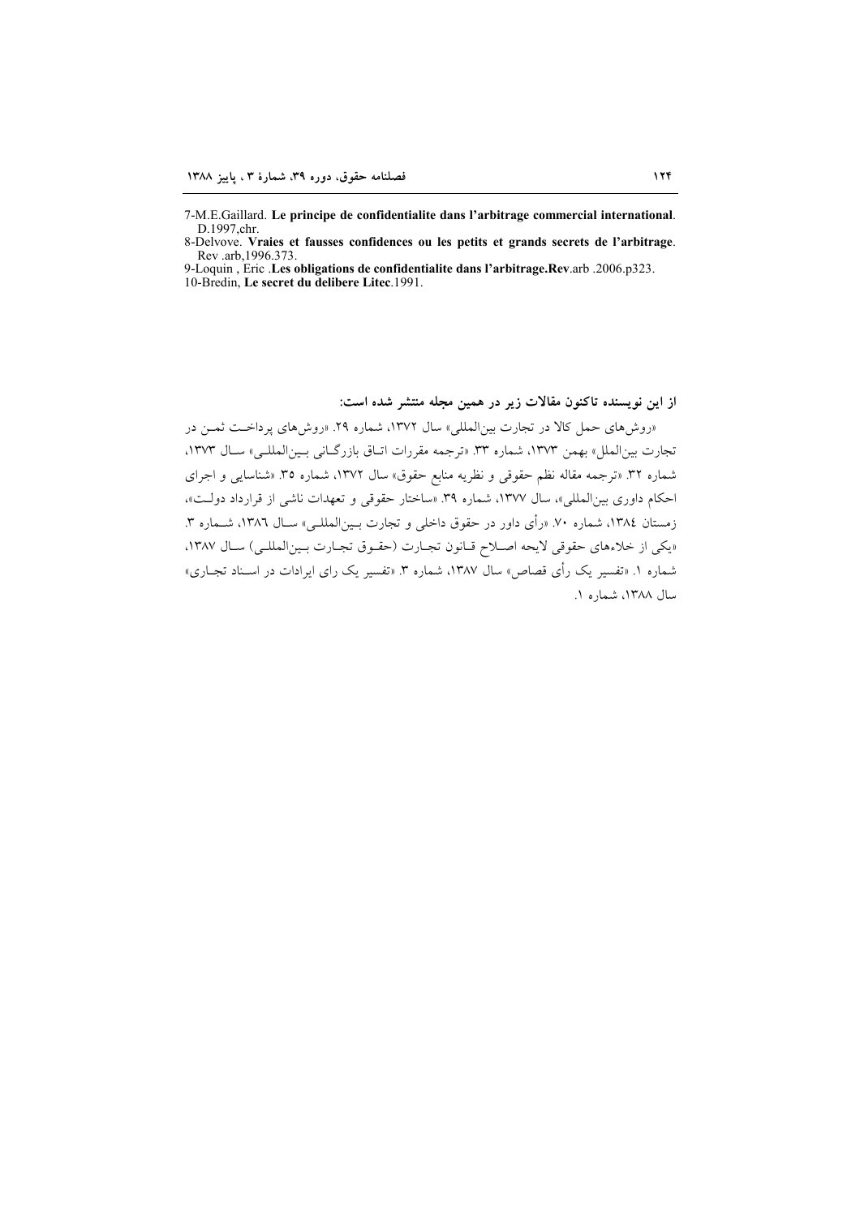7-M.E.Gaillard. **Le principe de confidentialite dans l'arbitrage commercial international**. D.1997,chr.

8-Delvove. **Vraies et fausses confidences ou les petits et grands secrets de l'arbitrage**. Rev .arb,1996.373.

9-Loquin , Eric .**Les obligations de confidentialite dans l'arbitrage.Rev**.arb .2006.p323.

10-Bredin, **Le secret du delibere Litec**.1991.

**از این نویسنده تاکنون مقالات زیر در همین مجله منتشر شده است:**

«روش‌های حمل کالا در تجارت بین‌المللی» سال ۱۳۷۲، شماره ۲۹. «روش‌های پرداخت ثمن در تجارت بین‌الملل» بهمن ۱۳۷۳، شماره ۳۳. «ترجمه مقررات اتاق بازرگانی بین‌المللی» سال ۱۳۷۳، شماره ۳۲. «ترجمه مقاله نظم حقوقی و نظریه منابع حقوق» سال ۱۳۷۲، شماره ۳۵. «شناسایی و اجرای احکام داوری بین‌المللی»، سال ۱۳۷۷، شماره ۳۹. «ساختار حقوقی و تعهدات ناشی از قرارداد دولت»، زمستان ۱۳۸٤، شماره ۷۰. «رأی داور در حقوق داخلی و تجارت بین‌المللی» سال ۱۳۸٦، شماره ۳. «یکی از خلاءهای حقوقی لایحه اصلاح قانون تجارت (حقوق تجارت بین‌المللی) سال ۱۳۸۷، شماره ۱. «تفسیر یک رأی قصاص» سال ۱۳۸۷، شماره ۳. «تفسیر یک رای ایرادات در اسناد تجاری» سال ۱۳۸۸، شماره ۱.